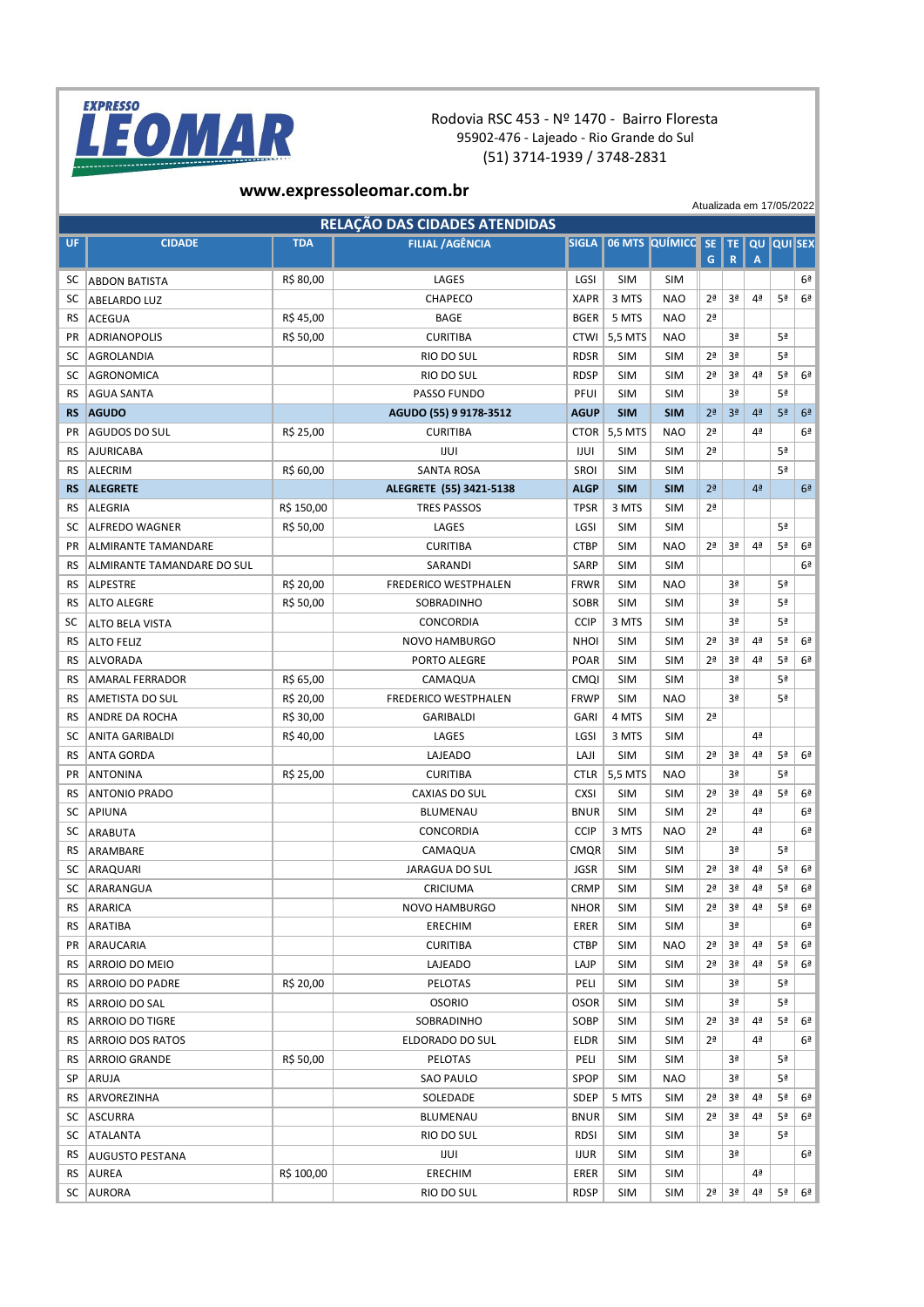**EXPRESSO LEOMAR**

Rodovia RSC 453 - Nº 1470 - Bairro Floresta
95902-476 - Lajeado - Rio Grande do Sul
(51) 3714-1939 / 3748-2831

**www.expressoleomar.com.br**

Atualizada em 17/05/2022

## RELAÇÃO DAS CIDADES ATENDIDAS

| UF | CIDADE | TDA | FILIAL /AGÊNCIA | SIGLA | 06 MTS | QUÍMICO | SEG | TER | QUA | QUI | SEX |
|---|---|---|---|---|---|---|---|---|---|---|---|
| SC | ABDON BATISTA | R$ 80,00 | LAGES | LGSI | SIM | SIM | | | | | 6ª |
| SC | ABELARDO LUZ | | CHAPECO | XAPR | 3 MTS | NAO | 2ª | 3ª | 4ª | 5ª | 6ª |
| RS | ACEGUA | R$ 45,00 | BAGE | BGER | 5 MTS | NAO | 2ª | | | | |
| PR | ADRIANOPOLIS | R$ 50,00 | CURITIBA | CTWI | 5,5 MTS | NAO | | 3ª | | 5ª | |
| SC | AGROLANDIA | | RIO DO SUL | RDSR | SIM | SIM | 2ª | 3ª | | 5ª | |
| SC | AGRONOMICA | | RIO DO SUL | RDSP | SIM | SIM | 2ª | 3ª | 4ª | 5ª | 6ª |
| RS | AGUA SANTA | | PASSO FUNDO | PFUI | SIM | SIM | | 3ª | | 5ª | |
| **RS** | **AGUDO** | | **AGUDO (55) 9 9178-3512** | **AGUP** | **SIM** | **SIM** | **2ª** | **3ª** | **4ª** | **5ª** | **6ª** |
| PR | AGUDOS DO SUL | R$ 25,00 | CURITIBA | CTOR | 5,5 MTS | NAO | 2ª | | 4ª | | 6ª |
| RS | AJURICABA | | IJUI | IJUI | SIM | SIM | 2ª | | | 5ª | |
| RS | ALECRIM | R$ 60,00 | SANTA ROSA | SROI | SIM | SIM | | | | 5ª | |
| **RS** | **ALEGRETE** | | **ALEGRETE (55) 3421-5138** | **ALGP** | **SIM** | **SIM** | **2ª** | | **4ª** | | **6ª** |
| RS | ALEGRIA | R$ 150,00 | TRES PASSOS | TPSR | 3 MTS | SIM | 2ª | | | | |
| SC | ALFREDO WAGNER | R$ 50,00 | LAGES | LGSI | SIM | SIM | | | | 5ª | |
| PR | ALMIRANTE TAMANDARE | | CURITIBA | CTBP | SIM | NAO | 2ª | 3ª | 4ª | 5ª | 6ª |
| RS | ALMIRANTE TAMANDARE DO SUL | | SARANDI | SARP | SIM | SIM | | | | | 6ª |
| RS | ALPESTRE | R$ 20,00 | FREDERICO WESTPHALEN | FRWR | SIM | NAO | | 3ª | | 5ª | |
| RS | ALTO ALEGRE | R$ 50,00 | SOBRADINHO | SOBR | SIM | SIM | | 3ª | | 5ª | |
| SC | ALTO BELA VISTA | | CONCORDIA | CCIP | 3 MTS | SIM | | 3ª | | 5ª | |
| RS | ALTO FELIZ | | NOVO HAMBURGO | NHOI | SIM | SIM | 2ª | 3ª | 4ª | 5ª | 6ª |
| RS | ALVORADA | | PORTO ALEGRE | POAR | SIM | SIM | 2ª | 3ª | 4ª | 5ª | 6ª |
| RS | AMARAL FERRADOR | R$ 65,00 | CAMAQUA | CMQI | SIM | SIM | | 3ª | | 5ª | |
| RS | AMETISTA DO SUL | R$ 20,00 | FREDERICO WESTPHALEN | FRWP | SIM | NAO | | 3ª | | 5ª | |
| RS | ANDRE DA ROCHA | R$ 30,00 | GARIBALDI | GARI | 4 MTS | SIM | 2ª | | | | |
| SC | ANITA GARIBALDI | R$ 40,00 | LAGES | LGSI | 3 MTS | SIM | | | 4ª | | |
| RS | ANTA GORDA | | LAJEADO | LAJI | SIM | SIM | 2ª | 3ª | 4ª | 5ª | 6ª |
| PR | ANTONINA | R$ 25,00 | CURITIBA | CTLR | 5,5 MTS | NAO | | 3ª | | 5ª | |
| RS | ANTONIO PRADO | | CAXIAS DO SUL | CXSI | SIM | SIM | 2ª | 3ª | 4ª | 5ª | 6ª |
| SC | APIUNA | | BLUMENAU | BNUR | SIM | SIM | 2ª | | 4ª | | 6ª |
| SC | ARABUTA | | CONCORDIA | CCIP | 3 MTS | NAO | 2ª | | 4ª | | 6ª |
| RS | ARAMBARE | | CAMAQUA | CMQR | SIM | SIM | | 3ª | | 5ª | |
| SC | ARAQUARI | | JARAGUA DO SUL | JGSR | SIM | SIM | 2ª | 3ª | 4ª | 5ª | 6ª |
| SC | ARARANGUA | | CRICIUMA | CRMP | SIM | SIM | 2ª | 3ª | 4ª | 5ª | 6ª |
| RS | ARARICA | | NOVO HAMBURGO | NHOR | SIM | SIM | 2ª | 3ª | 4ª | 5ª | 6ª |
| RS | ARATIBA | | ERECHIM | ERER | SIM | SIM | | 3ª | | | 6ª |
| PR | ARAUCARIA | | CURITIBA | CTBP | SIM | NAO | 2ª | 3ª | 4ª | 5ª | 6ª |
| RS | ARROIO DO MEIO | | LAJEADO | LAJP | SIM | SIM | 2ª | 3ª | 4ª | 5ª | 6ª |
| RS | ARROIO DO PADRE | R$ 20,00 | PELOTAS | PELI | SIM | SIM | | 3ª | | 5ª | |
| RS | ARROIO DO SAL | | OSORIO | OSOR | SIM | SIM | | 3ª | | 5ª | |
| RS | ARROIO DO TIGRE | | SOBRADINHO | SOBP | SIM | SIM | 2ª | 3ª | 4ª | 5ª | 6ª |
| RS | ARROIO DOS RATOS | | ELDORADO DO SUL | ELDR | SIM | SIM | 2ª | | 4ª | | 6ª |
| RS | ARROIO GRANDE | R$ 50,00 | PELOTAS | PELI | SIM | SIM | | 3ª | | 5ª | |
| SP | ARUJA | | SAO PAULO | SPOP | SIM | NAO | | 3ª | | 5ª | |
| RS | ARVOREZINHA | | SOLEDADE | SDEP | 5 MTS | SIM | 2ª | 3ª | 4ª | 5ª | 6ª |
| SC | ASCURRA | | BLUMENAU | BNUR | SIM | SIM | 2ª | 3ª | 4ª | 5ª | 6ª |
| SC | ATALANTA | | RIO DO SUL | RDSI | SIM | SIM | | 3ª | | 5ª | |
| RS | AUGUSTO PESTANA | | IJUI | IJUR | SIM | SIM | | 3ª | | | 6ª |
| RS | AUREA | R$ 100,00 | ERECHIM | ERER | SIM | SIM | | | 4ª | | |
| SC | AURORA | | RIO DO SUL | RDSP | SIM | SIM | 2ª | 3ª | 4ª | 5ª | 6ª |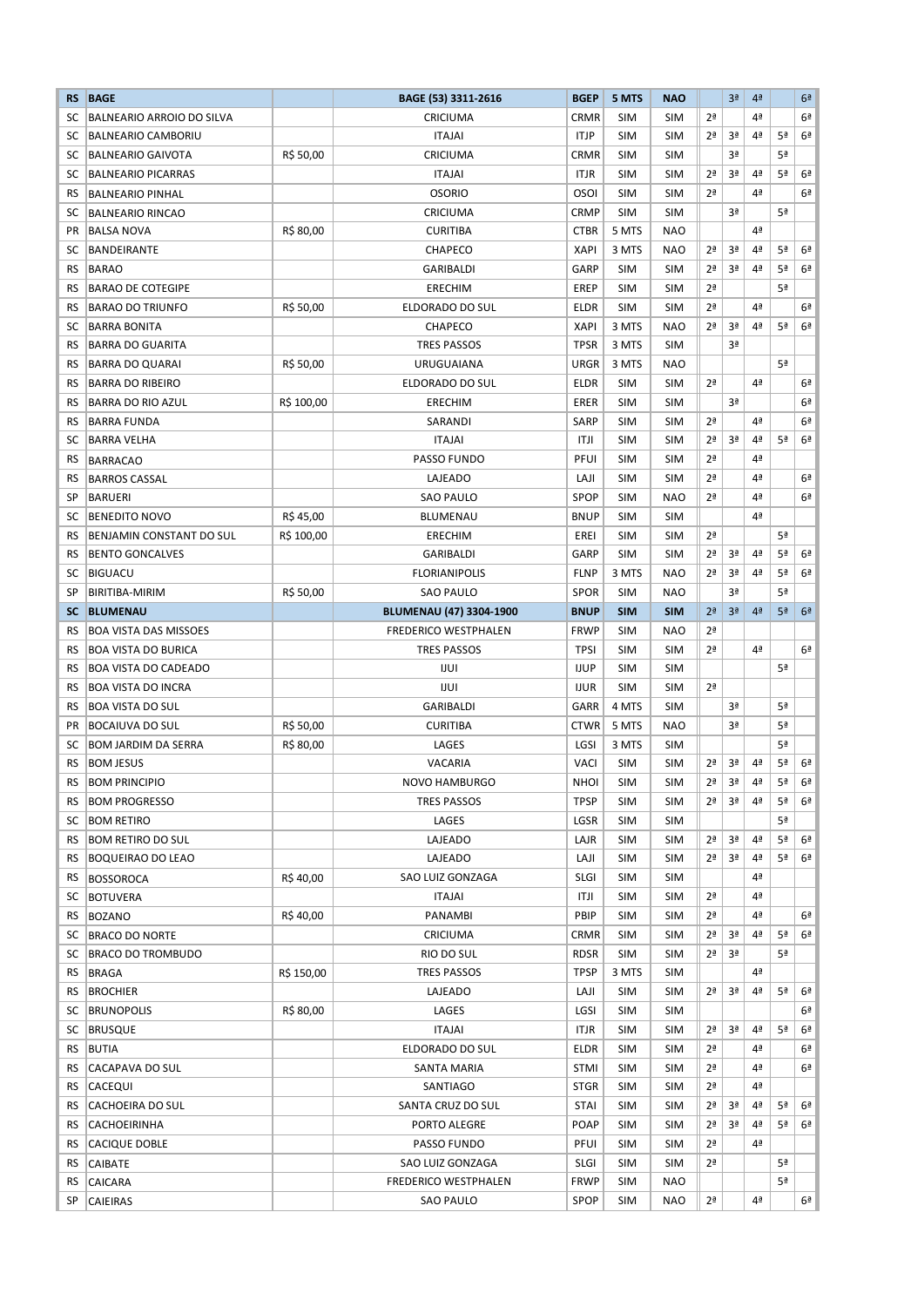| RS | BAGE | | BAGE (53) 3311-2616 | BGEP | 5 MTS | NAO | | 3ª | 4ª | | 6ª |
|---|---|---|---|---|---|---|---|---|---|---|---|
| SC | BALNEARIO ARROIO DO SILVA | | CRICIUMA | CRMR | SIM | SIM | 2ª | | 4ª | | 6ª |
| SC | BALNEARIO CAMBORIU | | ITAJAI | ITJP | SIM | SIM | 2ª | 3ª | 4ª | 5ª | 6ª |
| SC | BALNEARIO GAIVOTA | R$ 50,00 | CRICIUMA | CRMR | SIM | SIM | | 3ª | | 5ª | |
| SC | BALNEARIO PICARRAS | | ITAJAI | ITJR | SIM | SIM | 2ª | 3ª | 4ª | 5ª | 6ª |
| RS | BALNEARIO PINHAL | | OSORIO | OSOI | SIM | SIM | 2ª | | 4ª | | 6ª |
| SC | BALNEARIO RINCAO | | CRICIUMA | CRMP | SIM | SIM | | 3ª | | 5ª | |
| PR | BALSA NOVA | R$ 80,00 | CURITIBA | CTBR | 5 MTS | NAO | | | 4ª | | |
| SC | BANDEIRANTE | | CHAPECO | XAPI | 3 MTS | NAO | 2ª | 3ª | 4ª | 5ª | 6ª |
| RS | BARAO | | GARIBALDI | GARP | SIM | SIM | 2ª | 3ª | 4ª | 5ª | 6ª |
| RS | BARAO DE COTEGIPE | | ERECHIM | EREP | SIM | SIM | 2ª | | | 5ª | |
| RS | BARAO DO TRIUNFO | R$ 50,00 | ELDORADO DO SUL | ELDR | SIM | SIM | 2ª | | 4ª | | 6ª |
| SC | BARRA BONITA | | CHAPECO | XAPI | 3 MTS | NAO | 2ª | 3ª | 4ª | 5ª | 6ª |
| RS | BARRA DO GUARITA | | TRES PASSOS | TPSR | 3 MTS | SIM | | 3ª | | | |
| RS | BARRA DO QUARAI | R$ 50,00 | URUGUAIANA | URGR | 3 MTS | NAO | | | | 5ª | |
| RS | BARRA DO RIBEIRO | | ELDORADO DO SUL | ELDR | SIM | SIM | 2ª | | 4ª | | 6ª |
| RS | BARRA DO RIO AZUL | R$ 100,00 | ERECHIM | ERER | SIM | SIM | | 3ª | | | 6ª |
| RS | BARRA FUNDA | | SARANDI | SARP | SIM | SIM | 2ª | | 4ª | | 6ª |
| SC | BARRA VELHA | | ITAJAI | ITJI | SIM | SIM | 2ª | 3ª | 4ª | 5ª | 6ª |
| RS | BARRACAO | | PASSO FUNDO | PFUI | SIM | SIM | 2ª | | 4ª | | |
| RS | BARROS CASSAL | | LAJEADO | LAJI | SIM | SIM | 2ª | | 4ª | | 6ª |
| SP | BARUERI | | SAO PAULO | SPOP | SIM | NAO | 2ª | | 4ª | | 6ª |
| SC | BENEDITO NOVO | R$ 45,00 | BLUMENAU | BNUP | SIM | SIM | | | 4ª | | |
| RS | BENJAMIN CONSTANT DO SUL | R$ 100,00 | ERECHIM | EREI | SIM | SIM | 2ª | | | 5ª | |
| RS | BENTO GONCALVES | | GARIBALDI | GARP | SIM | SIM | 2ª | 3ª | 4ª | 5ª | 6ª |
| SC | BIGUACU | | FLORIANIPOLIS | FLNP | 3 MTS | NAO | 2ª | 3ª | 4ª | 5ª | 6ª |
| SP | BIRITIBA-MIRIM | R$ 50,00 | SAO PAULO | SPOR | SIM | NAO | | 3ª | | 5ª | |
| **SC** | **BLUMENAU** | | **BLUMENAU (47) 3304-1900** | **BNUP** | **SIM** | **SIM** | **2ª** | **3ª** | **4ª** | **5ª** | **6ª** |
| RS | BOA VISTA DAS MISSOES | | FREDERICO WESTPHALEN | FRWP | SIM | NAO | 2ª | | | | |
| RS | BOA VISTA DO BURICA | | TRES PASSOS | TPSI | SIM | SIM | 2ª | | 4ª | | 6ª |
| RS | BOA VISTA DO CADEADO | | IJUI | IJUP | SIM | SIM | | | | 5ª | |
| RS | BOA VISTA DO INCRA | | IJUI | IJUR | SIM | SIM | 2ª | | | | |
| RS | BOA VISTA DO SUL | | GARIBALDI | GARR | 4 MTS | SIM | | 3ª | | 5ª | |
| PR | BOCAIUVA DO SUL | R$ 50,00 | CURITIBA | CTWR | 5 MTS | NAO | | 3ª | | 5ª | |
| SC | BOM JARDIM DA SERRA | R$ 80,00 | LAGES | LGSI | 3 MTS | SIM | | | | 5ª | |
| RS | BOM JESUS | | VACARIA | VACI | SIM | SIM | 2ª | 3ª | 4ª | 5ª | 6ª |
| RS | BOM PRINCIPIO | | NOVO HAMBURGO | NHOI | SIM | SIM | 2ª | 3ª | 4ª | 5ª | 6ª |
| RS | BOM PROGRESSO | | TRES PASSOS | TPSP | SIM | SIM | 2ª | 3ª | 4ª | 5ª | 6ª |
| SC | BOM RETIRO | | LAGES | LGSR | SIM | SIM | | | | 5ª | |
| RS | BOM RETIRO DO SUL | | LAJEADO | LAJR | SIM | SIM | 2ª | 3ª | 4ª | 5ª | 6ª |
| RS | BOQUEIRAO DO LEAO | | LAJEADO | LAJI | SIM | SIM | 2ª | 3ª | 4ª | 5ª | 6ª |
| RS | BOSSOROCA | R$ 40,00 | SAO LUIZ GONZAGA | SLGI | SIM | SIM | | | 4ª | | |
| SC | BOTUVERA | | ITAJAI | ITJI | SIM | SIM | 2ª | | 4ª | | |
| RS | BOZANO | R$ 40,00 | PANAMBI | PBIP | SIM | SIM | 2ª | | 4ª | | 6ª |
| SC | BRACO DO NORTE | | CRICIUMA | CRMR | SIM | SIM | 2ª | 3ª | 4ª | 5ª | 6ª |
| SC | BRACO DO TROMBUDO | | RIO DO SUL | RDSR | SIM | SIM | 2ª | 3ª | | 5ª | |
| RS | BRAGA | R$ 150,00 | TRES PASSOS | TPSP | 3 MTS | SIM | | | 4ª | | |
| RS | BROCHIER | | LAJEADO | LAJI | SIM | SIM | 2ª | 3ª | 4ª | 5ª | 6ª |
| SC | BRUNOPOLIS | R$ 80,00 | LAGES | LGSI | SIM | SIM | | | | | 6ª |
| SC | BRUSQUE | | ITAJAI | ITJR | SIM | SIM | 2ª | 3ª | 4ª | 5ª | 6ª |
| RS | BUTIA | | ELDORADO DO SUL | ELDR | SIM | SIM | 2ª | | 4ª | | 6ª |
| RS | CACAPAVA DO SUL | | SANTA MARIA | STMI | SIM | SIM | 2ª | | 4ª | | 6ª |
| RS | CACEQUI | | SANTIAGO | STGR | SIM | SIM | 2ª | | 4ª | | |
| RS | CACHOEIRA DO SUL | | SANTA CRUZ DO SUL | STAI | SIM | SIM | 2ª | 3ª | 4ª | 5ª | 6ª |
| RS | CACHOEIRINHA | | PORTO ALEGRE | POAP | SIM | SIM | 2ª | 3ª | 4ª | 5ª | 6ª |
| RS | CACIQUE DOBLE | | PASSO FUNDO | PFUI | SIM | SIM | 2ª | | 4ª | | |
| RS | CAIBATE | | SAO LUIZ GONZAGA | SLGI | SIM | SIM | 2ª | | | 5ª | |
| RS | CAICARA | | FREDERICO WESTPHALEN | FRWP | SIM | NAO | | | | 5ª | |
| SP | CAIEIRAS | | SAO PAULO | SPOP | SIM | NAO | 2ª | | 4ª | | 6ª |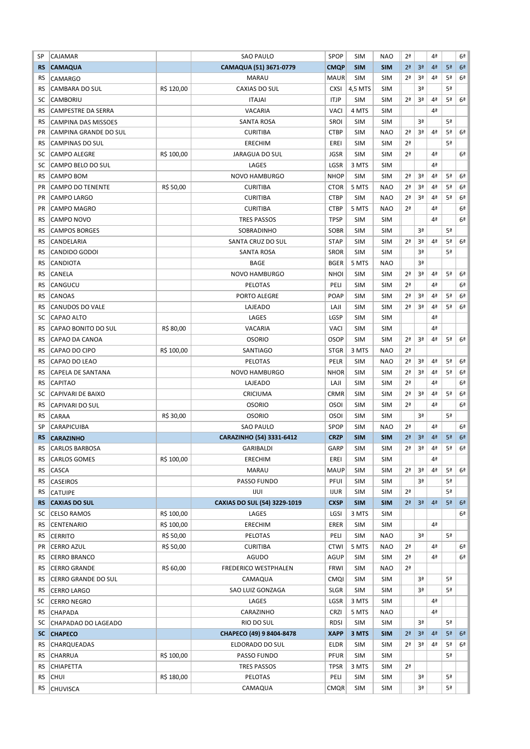| SP | CAJAMAR | | SAO PAULO | SPOP | SIM | NAO | 2ª | | 4ª | | 6ª |
|---|---|---|---|---|---|---|---|---|---|---|---|
| **RS** | **CAMAQUA** | | **CAMAQUA (51) 3671-0779** | **CMQP** | **SIM** | **SIM** | **2ª** | **3ª** | **4ª** | **5ª** | **6ª** |
| RS | CAMARGO | | MARAU | MAUR | SIM | SIM | 2ª | 3ª | 4ª | 5ª | 6ª |
| RS | CAMBARA DO SUL | R$ 120,00 | CAXIAS DO SUL | CXSI | 4,5 MTS | SIM | | 3ª | | 5ª | |
| SC | CAMBORIU | | ITAJAI | ITJP | SIM | SIM | 2ª | 3ª | 4ª | 5ª | 6ª |
| RS | CAMPESTRE DA SERRA | | VACARIA | VACI | 4 MTS | SIM | | | 4ª | | |
| RS | CAMPINA DAS MISSOES | | SANTA ROSA | SROI | SIM | SIM | | 3ª | | 5ª | |
| PR | CAMPINA GRANDE DO SUL | | CURITIBA | CTBP | SIM | NAO | 2ª | 3ª | 4ª | 5ª | 6ª |
| RS | CAMPINAS DO SUL | | ERECHIM | EREI | SIM | SIM | 2ª | | | 5ª | |
| SC | CAMPO ALEGRE | R$ 100,00 | JARAGUA DO SUL | JGSR | SIM | SIM | 2ª | | 4ª | | 6ª |
| SC | CAMPO BELO DO SUL | | LAGES | LGSR | 3 MTS | SIM | | | 4ª | | |
| RS | CAMPO BOM | | NOVO HAMBURGO | NHOP | SIM | SIM | 2ª | 3ª | 4ª | 5ª | 6ª |
| PR | CAMPO DO TENENTE | R$ 50,00 | CURITIBA | CTOR | 5 MTS | NAO | 2ª | 3ª | 4ª | 5ª | 6ª |
| PR | CAMPO LARGO | | CURITIBA | CTBP | SIM | NAO | 2ª | 3ª | 4ª | 5ª | 6ª |
| PR | CAMPO MAGRO | | CURITIBA | CTBP | 5 MTS | NAO | 2ª | | 4ª | | 6ª |
| RS | CAMPO NOVO | | TRES PASSOS | TPSP | SIM | SIM | | | 4ª | | 6ª |
| RS | CAMPOS BORGES | | SOBRADINHO | SOBR | SIM | SIM | | 3ª | | 5ª | |
| RS | CANDELARIA | | SANTA CRUZ DO SUL | STAP | SIM | SIM | 2ª | 3ª | 4ª | 5ª | 6ª |
| RS | CANDIDO GODOI | | SANTA ROSA | SROR | SIM | SIM | | 3ª | | 5ª | |
| RS | CANDIOTA | | BAGE | BGER | 5 MTS | NAO | | 3ª | | | |
| RS | CANELA | | NOVO HAMBURGO | NHOI | SIM | SIM | 2ª | 3ª | 4ª | 5ª | 6ª |
| RS | CANGUCU | | PELOTAS | PELI | SIM | SIM | 2ª | | 4ª | | 6ª |
| RS | CANOAS | | PORTO ALEGRE | POAP | SIM | SIM | 2ª | 3ª | 4ª | 5ª | 6ª |
| RS | CANUDOS DO VALE | | LAJEADO | LAJI | SIM | SIM | 2ª | 3ª | 4ª | 5ª | 6ª |
| SC | CAPAO ALTO | | LAGES | LGSP | SIM | SIM | | | 4ª | | |
| RS | CAPAO BONITO DO SUL | R$ 80,00 | VACARIA | VACI | SIM | SIM | | | 4ª | | |
| RS | CAPAO DA CANOA | | OSORIO | OSOP | SIM | SIM | 2ª | 3ª | 4ª | 5ª | 6ª |
| RS | CAPAO DO CIPO | R$ 100,00 | SANTIAGO | STGR | 3 MTS | NAO | 2ª | | | | |
| RS | CAPAO DO LEAO | | PELOTAS | PELR | SIM | NAO | 2ª | 3ª | 4ª | 5ª | 6ª |
| RS | CAPELA DE SANTANA | | NOVO HAMBURGO | NHOR | SIM | SIM | 2ª | 3ª | 4ª | 5ª | 6ª |
| RS | CAPITAO | | LAJEADO | LAJI | SIM | SIM | 2ª | | 4ª | | 6ª |
| SC | CAPIVARI DE BAIXO | | CRICIUMA | CRMR | SIM | SIM | 2ª | 3ª | 4ª | 5ª | 6ª |
| RS | CAPIVARI DO SUL | | OSORIO | OSOI | SIM | SIM | 2ª | | 4ª | | 6ª |
| RS | CARAA | R$ 30,00 | OSORIO | OSOI | SIM | SIM | | 3ª | | 5ª | |
| SP | CARAPICUIBA | | SAO PAULO | SPOP | SIM | NAO | 2ª | | 4ª | | 6ª |
| **RS** | **CARAZINHO** | | **CARAZINHO (54) 3331-6412** | **CRZP** | **SIM** | **SIM** | **2ª** | **3ª** | **4ª** | **5ª** | **6ª** |
| RS | CARLOS BARBOSA | | GARIBALDI | GARP | SIM | SIM | 2ª | 3ª | 4ª | 5ª | 6ª |
| RS | CARLOS GOMES | R$ 100,00 | ERECHIM | EREI | SIM | SIM | | | 4ª | | |
| RS | CASCA | | MARAU | MAUP | SIM | SIM | 2ª | 3ª | 4ª | 5ª | 6ª |
| RS | CASEIROS | | PASSO FUNDO | PFUI | SIM | SIM | | 3ª | | 5ª | |
| RS | CATUIPE | | IJUI | IJUR | SIM | SIM | 2ª | | | 5ª | |
| **RS** | **CAXIAS DO SUL** | | **CAXIAS DO SUL (54) 3229-1019** | **CXSP** | **SIM** | **SIM** | **2ª** | **3ª** | **4ª** | **5ª** | **6ª** |
| SC | CELSO RAMOS | R$ 100,00 | LAGES | LGSI | 3 MTS | SIM | | | | | 6ª |
| RS | CENTENARIO | R$ 100,00 | ERECHIM | ERER | SIM | SIM | | | 4ª | | |
| RS | CERRITO | R$ 50,00 | PELOTAS | PELI | SIM | NAO | | 3ª | | 5ª | |
| PR | CERRO AZUL | R$ 50,00 | CURITIBA | CTWI | 5 MTS | NAO | 2ª | | 4ª | | 6ª |
| RS | CERRO BRANCO | | AGUDO | AGUP | SIM | SIM | 2ª | | 4ª | | 6ª |
| RS | CERRO GRANDE | R$ 60,00 | FREDERICO WESTPHALEN | FRWI | SIM | NAO | 2ª | | | | |
| RS | CERRO GRANDE DO SUL | | CAMAQUA | CMQI | SIM | SIM | | 3ª | | 5ª | |
| RS | CERRO LARGO | | SAO LUIZ GONZAGA | SLGR | SIM | SIM | | 3ª | | 5ª | |
| SC | CERRO NEGRO | | LAGES | LGSR | 3 MTS | SIM | | | 4ª | | |
| RS | CHAPADA | | CARAZINHO | CRZI | 5 MTS | NAO | | | 4ª | | |
| SC | CHAPADAO DO LAGEADO | | RIO DO SUL | RDSI | SIM | SIM | | 3ª | | 5ª | |
| **SC** | **CHAPECO** | | **CHAPECO (49) 9 8404-8478** | **XAPP** | **3 MTS** | **SIM** | **2ª** | **3ª** | **4ª** | **5ª** | **6ª** |
| RS | CHARQUEADAS | | ELDORADO DO SUL | ELDR | SIM | SIM | 2ª | 3ª | 4ª | 5ª | 6ª |
| RS | CHARRUA | R$ 100,00 | PASSO FUNDO | PFUR | SIM | SIM | | | | 5ª | |
| RS | CHIAPETTA | | TRES PASSOS | TPSR | 3 MTS | SIM | 2ª | | | | |
| RS | CHUI | R$ 180,00 | PELOTAS | PELI | SIM | SIM | | 3ª | | 5ª | |
| RS | CHUVISCA | | CAMAQUA | CMQR | SIM | SIM | | 3ª | | 5ª | |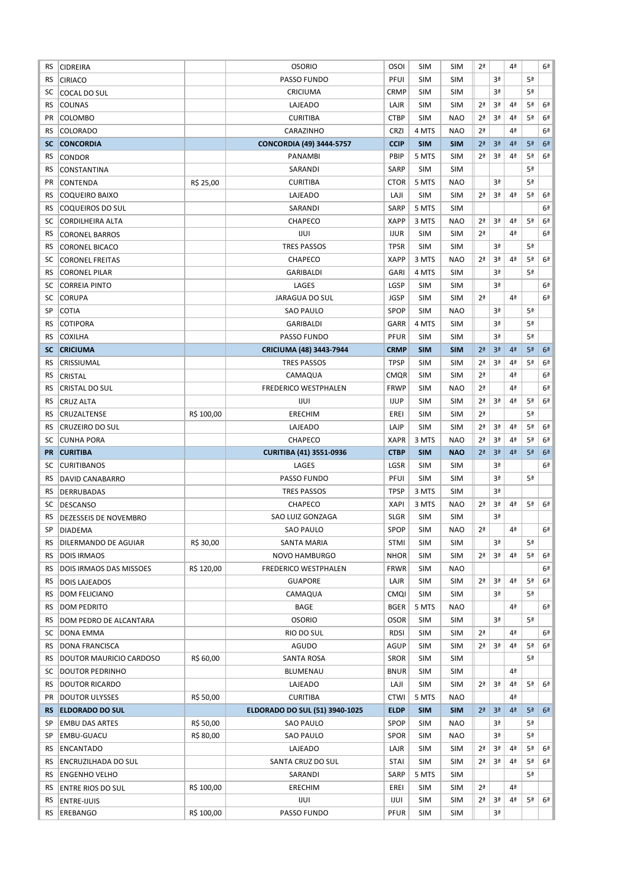| | | | | | | | | | | | |
|---|---|---|---|---|---|---|---|---|---|---|---|
| RS | CIDREIRA | | OSORIO | OSOI | SIM | SIM | 2ª | | 4ª | | 6ª |
| RS | CIRIACO | | PASSO FUNDO | PFUI | SIM | SIM | | 3ª | | 5ª | |
| SC | COCAL DO SUL | | CRICIUMA | CRMP | SIM | SIM | | 3ª | | 5ª | |
| RS | COLINAS | | LAJEADO | LAJR | SIM | SIM | 2ª | 3ª | 4ª | 5ª | 6ª |
| PR | COLOMBO | | CURITIBA | CTBP | SIM | NAO | 2ª | 3ª | 4ª | 5ª | 6ª |
| RS | COLORADO | | CARAZINHO | CRZI | 4 MTS | NAO | 2ª | | 4ª | | 6ª |
| **SC** | **CONCORDIA** | | **CONCORDIA (49) 3444-5757** | **CCIP** | **SIM** | **SIM** | **2ª** | **3ª** | **4ª** | **5ª** | **6ª** |
| RS | CONDOR | | PANAMBI | PBIP | 5 MTS | SIM | 2ª | 3ª | 4ª | 5ª | 6ª |
| RS | CONSTANTINA | | SARANDI | SARP | SIM | SIM | | | | 5ª | |
| PR | CONTENDA | R$ 25,00 | CURITIBA | CTOR | 5 MTS | NAO | | 3ª | | 5ª | |
| RS | COQUEIRO BAIXO | | LAJEADO | LAJI | SIM | SIM | 2ª | 3ª | 4ª | 5ª | 6ª |
| RS | COQUEIROS DO SUL | | SARANDI | SARP | 5 MTS | SIM | | | | | 6ª |
| SC | CORDILHEIRA ALTA | | CHAPECO | XAPP | 3 MTS | NAO | 2ª | 3ª | 4ª | 5ª | 6ª |
| RS | CORONEL BARROS | | IJUI | IJUR | SIM | SIM | 2ª | | 4ª | | 6ª |
| RS | CORONEL BICACO | | TRES PASSOS | TPSR | SIM | SIM | | 3ª | | 5ª | |
| SC | CORONEL FREITAS | | CHAPECO | XAPP | 3 MTS | NAO | 2ª | 3ª | 4ª | 5ª | 6ª |
| RS | CORONEL PILAR | | GARIBALDI | GARI | 4 MTS | SIM | | 3ª | | 5ª | |
| SC | CORREIA PINTO | | LAGES | LGSP | SIM | SIM | | 3ª | | | 6ª |
| SC | CORUPA | | JARAGUA DO SUL | JGSP | SIM | SIM | 2ª | | 4ª | | 6ª |
| SP | COTIA | | SAO PAULO | SPOP | SIM | NAO | | 3ª | | 5ª | |
| RS | COTIPORA | | GARIBALDI | GARR | 4 MTS | SIM | | 3ª | | 5ª | |
| RS | COXILHA | | PASSO FUNDO | PFUR | SIM | SIM | | 3ª | | 5ª | |
| **SC** | **CRICIUMA** | | **CRICIUMA (48) 3443-7944** | **CRMP** | **SIM** | **SIM** | **2ª** | **3ª** | **4ª** | **5ª** | **6ª** |
| RS | CRISSIUMAL | | TRES PASSOS | TPSP | SIM | SIM | 2ª | 3ª | 4ª | 5ª | 6ª |
| RS | CRISTAL | | CAMAQUA | CMQR | SIM | SIM | 2ª | | 4ª | | 6ª |
| RS | CRISTAL DO SUL | | FREDERICO WESTPHALEN | FRWP | SIM | NAO | 2ª | | 4ª | | 6ª |
| RS | CRUZ ALTA | | IJUI | IJUP | SIM | SIM | 2ª | 3ª | 4ª | 5ª | 6ª |
| RS | CRUZALTENSE | R$ 100,00 | ERECHIM | EREI | SIM | SIM | 2ª | | | 5ª | |
| RS | CRUZEIRO DO SUL | | LAJEADO | LAJP | SIM | SIM | 2ª | 3ª | 4ª | 5ª | 6ª |
| SC | CUNHA PORA | | CHAPECO | XAPR | 3 MTS | NAO | 2ª | 3ª | 4ª | 5ª | 6ª |
| **PR** | **CURITIBA** | | **CURITIBA (41) 3551-0936** | **CTBP** | **SIM** | **NAO** | **2ª** | **3ª** | **4ª** | **5ª** | **6ª** |
| SC | CURITIBANOS | | LAGES | LGSR | SIM | SIM | | 3ª | | | 6ª |
| RS | DAVID CANABARRO | | PASSO FUNDO | PFUI | SIM | SIM | | 3ª | | 5ª | |
| RS | DERRUBADAS | | TRES PASSOS | TPSP | 3 MTS | SIM | | 3ª | | | |
| SC | DESCANSO | | CHAPECO | XAPI | 3 MTS | NAO | 2ª | 3ª | 4ª | 5ª | 6ª |
| RS | DEZESSEIS DE NOVEMBRO | | SAO LUIZ GONZAGA | SLGR | SIM | SIM | | 3ª | | | |
| SP | DIADEMA | | SAO PAULO | SPOP | SIM | NAO | 2ª | | 4ª | | 6ª |
| RS | DILERMANDO DE AGUIAR | R$ 30,00 | SANTA MARIA | STMI | SIM | SIM | | 3ª | | 5ª | |
| RS | DOIS IRMAOS | | NOVO HAMBURGO | NHOR | SIM | SIM | 2ª | 3ª | 4ª | 5ª | 6ª |
| RS | DOIS IRMAOS DAS MISSOES | R$ 120,00 | FREDERICO WESTPHALEN | FRWR | SIM | NAO | | | | | 6ª |
| RS | DOIS LAJEADOS | | GUAPORE | LAJR | SIM | SIM | 2ª | 3ª | 4ª | 5ª | 6ª |
| RS | DOM FELICIANO | | CAMAQUA | CMQI | SIM | SIM | | 3ª | | 5ª | |
| RS | DOM PEDRITO | | BAGE | BGER | 5 MTS | NAO | | | 4ª | | 6ª |
| RS | DOM PEDRO DE ALCANTARA | | OSORIO | OSOR | SIM | SIM | | 3ª | | 5ª | |
| SC | DONA EMMA | | RIO DO SUL | RDSI | SIM | SIM | 2ª | | 4ª | | 6ª |
| RS | DONA FRANCISCA | | AGUDO | AGUP | SIM | SIM | 2ª | 3ª | 4ª | 5ª | 6ª |
| RS | DOUTOR MAURICIO CARDOSO | R$ 60,00 | SANTA ROSA | SROR | SIM | SIM | | | | 5ª | |
| SC | DOUTOR PEDRINHO | | BLUMENAU | BNUR | SIM | SIM | | | 4ª | | |
| RS | DOUTOR RICARDO | | LAJEADO | LAJI | SIM | SIM | 2ª | 3ª | 4ª | 5ª | 6ª |
| PR | DOUTOR ULYSSES | R$ 50,00 | CURITIBA | CTWI | 5 MTS | NAO | | | 4ª | | |
| **RS** | **ELDORADO DO SUL** | | **ELDORADO DO SUL (51) 3940-1025** | **ELDP** | **SIM** | **SIM** | **2ª** | **3ª** | **4ª** | **5ª** | **6ª** |
| SP | EMBU DAS ARTES | R$ 50,00 | SAO PAULO | SPOP | SIM | NAO | | 3ª | | 5ª | |
| SP | EMBU-GUACU | R$ 80,00 | SAO PAULO | SPOR | SIM | NAO | | 3ª | | 5ª | |
| RS | ENCANTADO | | LAJEADO | LAJR | SIM | SIM | 2ª | 3ª | 4ª | 5ª | 6ª |
| RS | ENCRUZILHADA DO SUL | | SANTA CRUZ DO SUL | STAI | SIM | SIM | 2ª | 3ª | 4ª | 5ª | 6ª |
| RS | ENGENHO VELHO | | SARANDI | SARP | 5 MTS | SIM | | | | 5ª | |
| RS | ENTRE RIOS DO SUL | R$ 100,00 | ERECHIM | EREI | SIM | SIM | 2ª | | 4ª | | |
| RS | ENTRE-IJUIS | | IJUI | IJUI | SIM | SIM | 2ª | 3ª | 4ª | 5ª | 6ª |
| RS | EREBANGO | R$ 100,00 | PASSO FUNDO | PFUR | SIM | SIM | | 3ª | | | |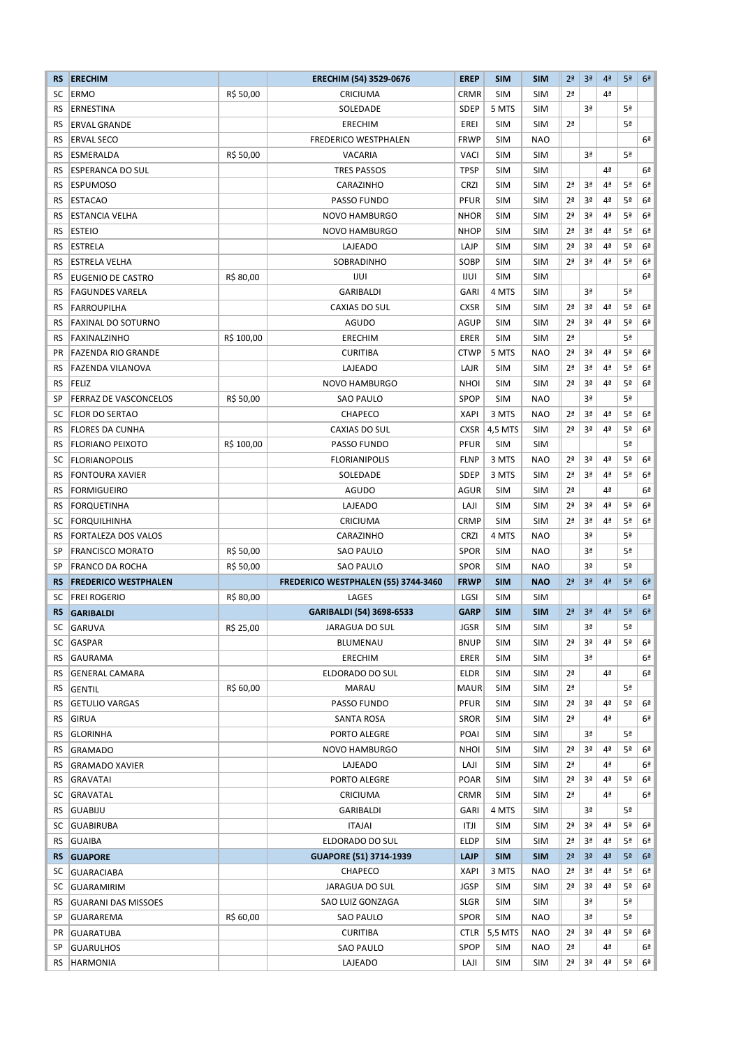| RS | **ERECHIM** | | **ERECHIM (54) 3529-0676** | **EREP** | **SIM** | **SIM** | **2ª** | **3ª** | **4ª** | **5ª** | **6ª** |
|---|---|---|---|---|---|---|---|---|---|---|---|
| SC | ERMO | R$ 50,00 | CRICIUMA | CRMR | SIM | SIM | 2ª | | 4ª | | |
| RS | ERNESTINA | | SOLEDADE | SDEP | 5 MTS | SIM | | 3ª | | 5ª | |
| RS | ERVAL GRANDE | | ERECHIM | EREI | SIM | SIM | 2ª | | | 5ª | |
| RS | ERVAL SECO | | FREDERICO WESTPHALEN | FRWP | SIM | NAO | | | | | 6ª |
| RS | ESMERALDA | R$ 50,00 | VACARIA | VACI | SIM | SIM | | 3ª | | 5ª | |
| RS | ESPERANCA DO SUL | | TRES PASSOS | TPSP | SIM | SIM | | | 4ª | | 6ª |
| RS | ESPUMOSO | | CARAZINHO | CRZI | SIM | SIM | 2ª | 3ª | 4ª | 5ª | 6ª |
| RS | ESTACAO | | PASSO FUNDO | PFUR | SIM | SIM | 2ª | 3ª | 4ª | 5ª | 6ª |
| RS | ESTANCIA VELHA | | NOVO HAMBURGO | NHOR | SIM | SIM | 2ª | 3ª | 4ª | 5ª | 6ª |
| RS | ESTEIO | | NOVO HAMBURGO | NHOP | SIM | SIM | 2ª | 3ª | 4ª | 5ª | 6ª |
| RS | ESTRELA | | LAJEADO | LAJP | SIM | SIM | 2ª | 3ª | 4ª | 5ª | 6ª |
| RS | ESTRELA VELHA | | SOBRADINHO | SOBP | SIM | SIM | 2ª | 3ª | 4ª | 5ª | 6ª |
| RS | EUGENIO DE CASTRO | R$ 80,00 | IJUI | IJUI | SIM | SIM | | | | | 6ª |
| RS | FAGUNDES VARELA | | GARIBALDI | GARI | 4 MTS | SIM | | 3ª | | 5ª | |
| RS | FARROUPILHA | | CAXIAS DO SUL | CXSR | SIM | SIM | 2ª | 3ª | 4ª | 5ª | 6ª |
| RS | FAXINAL DO SOTURNO | | AGUDO | AGUP | SIM | SIM | 2ª | 3ª | 4ª | 5ª | 6ª |
| RS | FAXINALZINHO | R$ 100,00 | ERECHIM | ERER | SIM | SIM | 2ª | | | 5ª | |
| PR | FAZENDA RIO GRANDE | | CURITIBA | CTWP | 5 MTS | NAO | 2ª | 3ª | 4ª | 5ª | 6ª |
| RS | FAZENDA VILANOVA | | LAJEADO | LAJR | SIM | SIM | 2ª | 3ª | 4ª | 5ª | 6ª |
| RS | FELIZ | | NOVO HAMBURGO | NHOI | SIM | SIM | 2ª | 3ª | 4ª | 5ª | 6ª |
| SP | FERRAZ DE VASCONCELOS | R$ 50,00 | SAO PAULO | SPOP | SIM | NAO | | 3ª | | 5ª | |
| SC | FLOR DO SERTAO | | CHAPECO | XAPI | 3 MTS | NAO | 2ª | 3ª | 4ª | 5ª | 6ª |
| RS | FLORES DA CUNHA | | CAXIAS DO SUL | CXSR | 4,5 MTS | SIM | 2ª | 3ª | 4ª | 5ª | 6ª |
| RS | FLORIANO PEIXOTO | R$ 100,00 | PASSO FUNDO | PFUR | SIM | SIM | | | | 5ª | |
| SC | FLORIANOPOLIS | | FLORIANIPOLIS | FLNP | 3 MTS | NAO | 2ª | 3ª | 4ª | 5ª | 6ª |
| RS | FONTOURA XAVIER | | SOLEDADE | SDEP | 3 MTS | SIM | 2ª | 3ª | 4ª | 5ª | 6ª |
| RS | FORMIGUEIRO | | AGUDO | AGUR | SIM | SIM | 2ª | | 4ª | | 6ª |
| RS | FORQUETINHA | | LAJEADO | LAJI | SIM | SIM | 2ª | 3ª | 4ª | 5ª | 6ª |
| SC | FORQUILHINHA | | CRICIUMA | CRMP | SIM | SIM | 2ª | 3ª | 4ª | 5ª | 6ª |
| RS | FORTALEZA DOS VALOS | | CARAZINHO | CRZI | 4 MTS | NAO | | 3ª | | 5ª | |
| SP | FRANCISCO MORATO | R$ 50,00 | SAO PAULO | SPOR | SIM | NAO | | 3ª | | 5ª | |
| SP | FRANCO DA ROCHA | R$ 50,00 | SAO PAULO | SPOR | SIM | NAO | | 3ª | | 5ª | |
| **RS** | **FREDERICO WESTPHALEN** | | **FREDERICO WESTPHALEN (55) 3744-3460** | **FRWP** | **SIM** | **NAO** | **2ª** | **3ª** | **4ª** | **5ª** | **6ª** |
| SC | FREI ROGERIO | R$ 80,00 | LAGES | LGSI | SIM | SIM | | | | | 6ª |
| **RS** | **GARIBALDI** | | **GARIBALDI (54) 3698-6533** | **GARP** | **SIM** | **SIM** | **2ª** | **3ª** | **4ª** | **5ª** | **6ª** |
| SC | GARUVA | R$ 25,00 | JARAGUA DO SUL | JGSR | SIM | SIM | | 3ª | | 5ª | |
| SC | GASPAR | | BLUMENAU | BNUP | SIM | SIM | 2ª | 3ª | 4ª | 5ª | 6ª |
| RS | GAURAMA | | ERECHIM | ERER | SIM | SIM | | 3ª | | | 6ª |
| RS | GENERAL CAMARA | | ELDORADO DO SUL | ELDR | SIM | SIM | 2ª | | 4ª | | 6ª |
| RS | GENTIL | R$ 60,00 | MARAU | MAUR | SIM | SIM | 2ª | | | 5ª | |
| RS | GETULIO VARGAS | | PASSO FUNDO | PFUR | SIM | SIM | 2ª | 3ª | 4ª | 5ª | 6ª |
| RS | GIRUA | | SANTA ROSA | SROR | SIM | SIM | 2ª | | 4ª | | 6ª |
| RS | GLORINHA | | PORTO ALEGRE | POAI | SIM | SIM | | 3ª | | 5ª | |
| RS | GRAMADO | | NOVO HAMBURGO | NHOI | SIM | SIM | 2ª | 3ª | 4ª | 5ª | 6ª |
| RS | GRAMADO XAVIER | | LAJEADO | LAJI | SIM | SIM | 2ª | | 4ª | | 6ª |
| RS | GRAVATAI | | PORTO ALEGRE | POAR | SIM | SIM | 2ª | 3ª | 4ª | 5ª | 6ª |
| SC | GRAVATAL | | CRICIUMA | CRMR | SIM | SIM | 2ª | | 4ª | | 6ª |
| RS | GUABIJU | | GARIBALDI | GARI | 4 MTS | SIM | | 3ª | | 5ª | |
| SC | GUABIRUBA | | ITAJAI | ITJI | SIM | SIM | 2ª | 3ª | 4ª | 5ª | 6ª |
| RS | GUAIBA | | ELDORADO DO SUL | ELDP | SIM | SIM | 2ª | 3ª | 4ª | 5ª | 6ª |
| **RS** | **GUAPORE** | | **GUAPORE (51) 3714-1939** | **LAJP** | **SIM** | **SIM** | **2ª** | **3ª** | **4ª** | **5ª** | **6ª** |
| SC | GUARACIABA | | CHAPECO | XAPI | 3 MTS | NAO | 2ª | 3ª | 4ª | 5ª | 6ª |
| SC | GUARAMIRIM | | JARAGUA DO SUL | JGSP | SIM | SIM | 2ª | 3ª | 4ª | 5ª | 6ª |
| RS | GUARANI DAS MISSOES | | SAO LUIZ GONZAGA | SLGR | SIM | SIM | | 3ª | | 5ª | |
| SP | GUARAREMA | R$ 60,00 | SAO PAULO | SPOR | SIM | NAO | | 3ª | | 5ª | |
| PR | GUARATUBA | | CURITIBA | CTLR | 5,5 MTS | NAO | 2ª | 3ª | 4ª | 5ª | 6ª |
| SP | GUARULHOS | | SAO PAULO | SPOP | SIM | NAO | 2ª | | 4ª | | 6ª |
| RS | HARMONIA | | LAJEADO | LAJI | SIM | SIM | 2ª | 3ª | 4ª | 5ª | 6ª |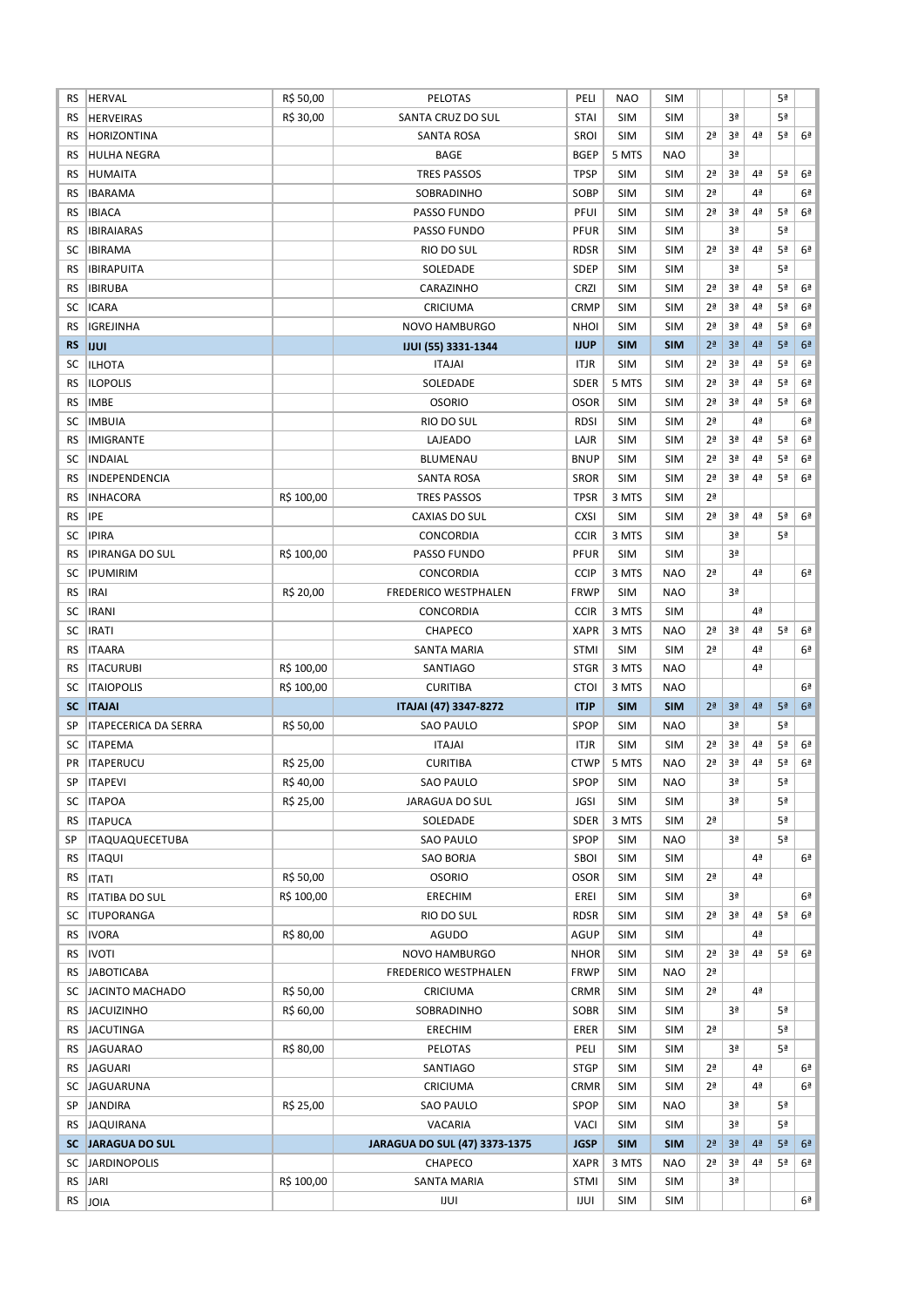| | | | | | | | | | | | |
|---|---|---|---|---|---|---|---|---|---|---|---|
| RS | HERVAL | R$ 50,00 | PELOTAS | PELI | NAO | SIM | | | | 5ª | |
| RS | HERVEIRAS | R$ 30,00 | SANTA CRUZ DO SUL | STAI | SIM | SIM | | 3ª | | 5ª | |
| RS | HORIZONTINA | | SANTA ROSA | SROI | SIM | SIM | 2ª | 3ª | 4ª | 5ª | 6ª |
| RS | HULHA NEGRA | | BAGE | BGEP | 5 MTS | NAO | | 3ª | | | |
| RS | HUMAITA | | TRES PASSOS | TPSP | SIM | SIM | 2ª | 3ª | 4ª | 5ª | 6ª |
| RS | IBARAMA | | SOBRADINHO | SOBP | SIM | SIM | 2ª | | 4ª | | 6ª |
| RS | IBIACA | | PASSO FUNDO | PFUI | SIM | SIM | 2ª | 3ª | 4ª | 5ª | 6ª |
| RS | IBIRAIARAS | | PASSO FUNDO | PFUR | SIM | SIM | | 3ª | | 5ª | |
| SC | IBIRAMA | | RIO DO SUL | RDSR | SIM | SIM | 2ª | 3ª | 4ª | 5ª | 6ª |
| RS | IBIRAPUITA | | SOLEDADE | SDEP | SIM | SIM | | 3ª | | 5ª | |
| RS | IBIRUBA | | CARAZINHO | CRZI | SIM | SIM | 2ª | 3ª | 4ª | 5ª | 6ª |
| SC | ICARA | | CRICIUMA | CRMP | SIM | SIM | 2ª | 3ª | 4ª | 5ª | 6ª |
| RS | IGREJINHA | | NOVO HAMBURGO | NHOI | SIM | SIM | 2ª | 3ª | 4ª | 5ª | 6ª |
| **RS** | **IJUI** | | **IJUI (55) 3331-1344** | **IJUP** | **SIM** | **SIM** | **2ª** | **3ª** | **4ª** | **5ª** | **6ª** |
| SC | ILHOTA | | ITAJAI | ITJR | SIM | SIM | 2ª | 3ª | 4ª | 5ª | 6ª |
| RS | ILOPOLIS | | SOLEDADE | SDER | 5 MTS | SIM | 2ª | 3ª | 4ª | 5ª | 6ª |
| RS | IMBE | | OSORIO | OSOR | SIM | SIM | 2ª | 3ª | 4ª | 5ª | 6ª |
| SC | IMBUIA | | RIO DO SUL | RDSI | SIM | SIM | 2ª | | 4ª | | 6ª |
| RS | IMIGRANTE | | LAJEADO | LAJR | SIM | SIM | 2ª | 3ª | 4ª | 5ª | 6ª |
| SC | INDAIAL | | BLUMENAU | BNUP | SIM | SIM | 2ª | 3ª | 4ª | 5ª | 6ª |
| RS | INDEPENDENCIA | | SANTA ROSA | SROR | SIM | SIM | 2ª | 3ª | 4ª | 5ª | 6ª |
| RS | INHACORA | R$ 100,00 | TRES PASSOS | TPSR | 3 MTS | SIM | 2ª | | | | |
| RS | IPE | | CAXIAS DO SUL | CXSI | SIM | SIM | 2ª | 3ª | 4ª | 5ª | 6ª |
| SC | IPIRA | | CONCORDIA | CCIR | 3 MTS | SIM | | 3ª | | 5ª | |
| RS | IPIRANGA DO SUL | R$ 100,00 | PASSO FUNDO | PFUR | SIM | SIM | | 3ª | | | |
| SC | IPUMIRIM | | CONCORDIA | CCIP | 3 MTS | NAO | 2ª | | 4ª | | 6ª |
| RS | IRAI | R$ 20,00 | FREDERICO WESTPHALEN | FRWP | SIM | NAO | | 3ª | | | |
| SC | IRANI | | CONCORDIA | CCIR | 3 MTS | SIM | | | 4ª | | |
| SC | IRATI | | CHAPECO | XAPR | 3 MTS | NAO | 2ª | 3ª | 4ª | 5ª | 6ª |
| RS | ITAARA | | SANTA MARIA | STMI | SIM | SIM | 2ª | | 4ª | | 6ª |
| RS | ITACURUBI | R$ 100,00 | SANTIAGO | STGR | 3 MTS | NAO | | | 4ª | | |
| SC | ITAIOPOLIS | R$ 100,00 | CURITIBA | CTOI | 3 MTS | NAO | | | | | 6ª |
| **SC** | **ITAJAI** | | **ITAJAI (47) 3347-8272** | **ITJP** | **SIM** | **SIM** | **2ª** | **3ª** | **4ª** | **5ª** | **6ª** |
| SP | ITAPECERICA DA SERRA | R$ 50,00 | SAO PAULO | SPOP | SIM | NAO | | 3ª | | 5ª | |
| SC | ITAPEMA | | ITAJAI | ITJR | SIM | SIM | 2ª | 3ª | 4ª | 5ª | 6ª |
| PR | ITAPERUCU | R$ 25,00 | CURITIBA | CTWP | 5 MTS | NAO | 2ª | 3ª | 4ª | 5ª | 6ª |
| SP | ITAPEVI | R$ 40,00 | SAO PAULO | SPOP | SIM | NAO | | 3ª | | 5ª | |
| SC | ITAPOA | R$ 25,00 | JARAGUA DO SUL | JGSI | SIM | SIM | | 3ª | | 5ª | |
| RS | ITAPUCA | | SOLEDADE | SDER | 3 MTS | SIM | 2ª | | | 5ª | |
| SP | ITAQUAQUECETUBA | | SAO PAULO | SPOP | SIM | NAO | | 3ª | | 5ª | |
| RS | ITAQUI | | SAO BORJA | SBOI | SIM | SIM | | | 4ª | | 6ª |
| RS | ITATI | R$ 50,00 | OSORIO | OSOR | SIM | SIM | 2ª | | 4ª | | |
| RS | ITATIBA DO SUL | R$ 100,00 | ERECHIM | EREI | SIM | SIM | | 3ª | | | 6ª |
| SC | ITUPORANGA | | RIO DO SUL | RDSR | SIM | SIM | 2ª | 3ª | 4ª | 5ª | 6ª |
| RS | IVORA | R$ 80,00 | AGUDO | AGUP | SIM | SIM | | | 4ª | | |
| RS | IVOTI | | NOVO HAMBURGO | NHOR | SIM | SIM | 2ª | 3ª | 4ª | 5ª | 6ª |
| RS | JABOTICABA | | FREDERICO WESTPHALEN | FRWP | SIM | NAO | 2ª | | | | |
| SC | JACINTO MACHADO | R$ 50,00 | CRICIUMA | CRMR | SIM | SIM | 2ª | | 4ª | | |
| RS | JACUIZINHO | R$ 60,00 | SOBRADINHO | SOBR | SIM | SIM | | 3ª | | 5ª | |
| RS | JACUTINGA | | ERECHIM | ERER | SIM | SIM | 2ª | | | 5ª | |
| RS | JAGUARAO | R$ 80,00 | PELOTAS | PELI | SIM | SIM | | 3ª | | 5ª | |
| RS | JAGUARI | | SANTIAGO | STGP | SIM | SIM | 2ª | | 4ª | | 6ª |
| SC | JAGUARUNA | | CRICIUMA | CRMR | SIM | SIM | 2ª | | 4ª | | 6ª |
| SP | JANDIRA | R$ 25,00 | SAO PAULO | SPOP | SIM | NAO | | 3ª | | 5ª | |
| RS | JAQUIRANA | | VACARIA | VACI | SIM | SIM | | 3ª | | 5ª | |
| **SC** | **JARAGUA DO SUL** | | **JARAGUA DO SUL (47) 3373-1375** | **JGSP** | **SIM** | **SIM** | **2ª** | **3ª** | **4ª** | **5ª** | **6ª** |
| SC | JARDINOPOLIS | | CHAPECO | XAPR | 3 MTS | NAO | 2ª | 3ª | 4ª | 5ª | 6ª |
| RS | JARI | R$ 100,00 | SANTA MARIA | STMI | SIM | SIM | | 3ª | | | |
| RS | JOIA | | IJUI | IJUI | SIM | SIM | | | | | 6ª |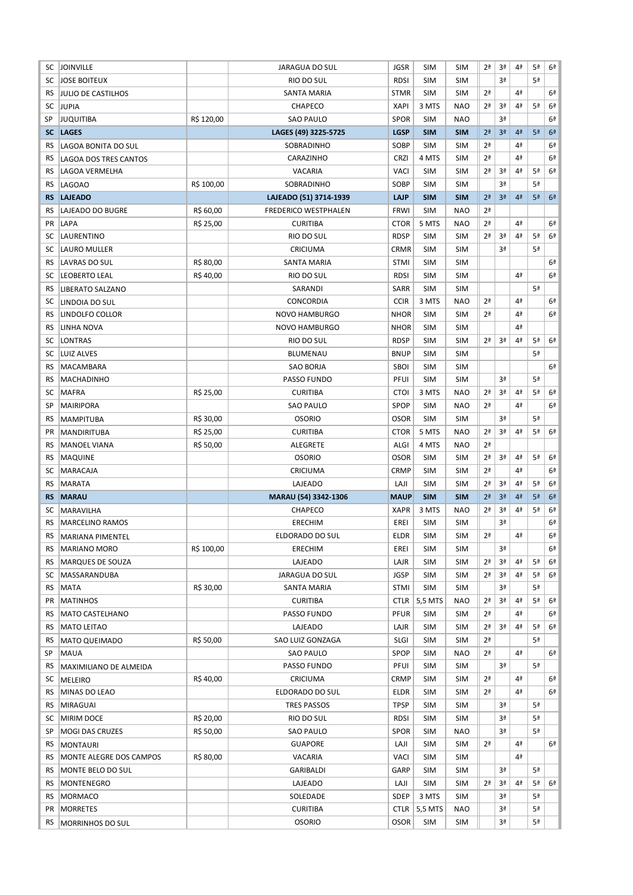| | | | | | | | | | | | |
|---|---|---|---|---|---|---|---|---|---|---|---|
| SC | JOINVILLE | | JARAGUA DO SUL | JGSR | SIM | SIM | 2ª | 3ª | 4ª | 5ª | 6ª |
| SC | JOSE BOITEUX | | RIO DO SUL | RDSI | SIM | SIM | | 3ª | | 5ª | |
| RS | JULIO DE CASTILHOS | | SANTA MARIA | STMR | SIM | SIM | 2ª | | 4ª | | 6ª |
| SC | JUPIA | | CHAPECO | XAPI | 3 MTS | NAO | 2ª | 3ª | 4ª | 5ª | 6ª |
| SP | JUQUITIBA | R$ 120,00 | SAO PAULO | SPOR | SIM | NAO | | 3ª | | | 6ª |
| **SC** | **LAGES** | | **LAGES (49) 3225-5725** | **LGSP** | **SIM** | **SIM** | **2ª** | **3ª** | **4ª** | **5ª** | **6ª** |
| RS | LAGOA BONITA DO SUL | | SOBRADINHO | SOBP | SIM | SIM | 2ª | | 4ª | | 6ª |
| RS | LAGOA DOS TRES CANTOS | | CARAZINHO | CRZI | 4 MTS | SIM | 2ª | | 4ª | | 6ª |
| RS | LAGOA VERMELHA | | VACARIA | VACI | SIM | SIM | 2ª | 3ª | 4ª | 5ª | 6ª |
| RS | LAGOAO | R$ 100,00 | SOBRADINHO | SOBP | SIM | SIM | | 3ª | | 5ª | |
| **RS** | **LAJEADO** | | **LAJEADO (51) 3714-1939** | **LAJP** | **SIM** | **SIM** | **2ª** | **3ª** | **4ª** | **5ª** | **6ª** |
| RS | LAJEADO DO BUGRE | R$ 60,00 | FREDERICO WESTPHALEN | FRWI | SIM | NAO | 2ª | | | | |
| PR | LAPA | R$ 25,00 | CURITIBA | CTOR | 5 MTS | NAO | 2ª | | 4ª | | 6ª |
| SC | LAURENTINO | | RIO DO SUL | RDSP | SIM | SIM | 2ª | 3ª | 4ª | 5ª | 6ª |
| SC | LAURO MULLER | | CRICIUMA | CRMR | SIM | SIM | | 3ª | | 5ª | |
| RS | LAVRAS DO SUL | R$ 80,00 | SANTA MARIA | STMI | SIM | SIM | | | | | 6ª |
| SC | LEOBERTO LEAL | R$ 40,00 | RIO DO SUL | RDSI | SIM | SIM | | | 4ª | | 6ª |
| RS | LIBERATO SALZANO | | SARANDI | SARR | SIM | SIM | | | | 5ª | |
| SC | LINDOIA DO SUL | | CONCORDIA | CCIR | 3 MTS | NAO | 2ª | | 4ª | | 6ª |
| RS | LINDOLFO COLLOR | | NOVO HAMBURGO | NHOR | SIM | SIM | 2ª | | 4ª | | 6ª |
| RS | LINHA NOVA | | NOVO HAMBURGO | NHOR | SIM | SIM | | | 4ª | | |
| SC | LONTRAS | | RIO DO SUL | RDSP | SIM | SIM | 2ª | 3ª | 4ª | 5ª | 6ª |
| SC | LUIZ ALVES | | BLUMENAU | BNUP | SIM | SIM | | | | 5ª | |
| RS | MACAMBARA | | SAO BORJA | SBOI | SIM | SIM | | | | | 6ª |
| RS | MACHADINHO | | PASSO FUNDO | PFUI | SIM | SIM | | 3ª | | 5ª | |
| SC | MAFRA | R$ 25,00 | CURITIBA | CTOI | 3 MTS | NAO | 2ª | 3ª | 4ª | 5ª | 6ª |
| SP | MAIRIPORA | | SAO PAULO | SPOP | SIM | NAO | 2ª | | 4ª | | 6ª |
| RS | MAMPITUBA | R$ 30,00 | OSORIO | OSOR | SIM | SIM | | 3ª | | 5ª | |
| PR | MANDIRITUBA | R$ 25,00 | CURITIBA | CTOR | 5 MTS | NAO | 2ª | 3ª | 4ª | 5ª | 6ª |
| RS | MANOEL VIANA | R$ 50,00 | ALEGRETE | ALGI | 4 MTS | NAO | 2ª | | | | |
| RS | MAQUINE | | OSORIO | OSOR | SIM | SIM | 2ª | 3ª | 4ª | 5ª | 6ª |
| SC | MARACAJA | | CRICIUMA | CRMP | SIM | SIM | 2ª | | 4ª | | 6ª |
| RS | MARATA | | LAJEADO | LAJI | SIM | SIM | 2ª | 3ª | 4ª | 5ª | 6ª |
| **RS** | **MARAU** | | **MARAU (54) 3342-1306** | **MAUP** | **SIM** | **SIM** | **2ª** | **3ª** | **4ª** | **5ª** | **6ª** |
| SC | MARAVILHA | | CHAPECO | XAPR | 3 MTS | NAO | 2ª | 3ª | 4ª | 5ª | 6ª |
| RS | MARCELINO RAMOS | | ERECHIM | EREI | SIM | SIM | | 3ª | | | 6ª |
| RS | MARIANA PIMENTEL | | ELDORADO DO SUL | ELDR | SIM | SIM | 2ª | | 4ª | | 6ª |
| RS | MARIANO MORO | R$ 100,00 | ERECHIM | EREI | SIM | SIM | | 3ª | | | 6ª |
| RS | MARQUES DE SOUZA | | LAJEADO | LAJR | SIM | SIM | 2ª | 3ª | 4ª | 5ª | 6ª |
| SC | MASSARANDUBA | | JARAGUA DO SUL | JGSP | SIM | SIM | 2ª | 3ª | 4ª | 5ª | 6ª |
| RS | MATA | R$ 30,00 | SANTA MARIA | STMI | SIM | SIM | | 3ª | | 5ª | |
| PR | MATINHOS | | CURITIBA | CTLR | 5,5 MTS | NAO | 2ª | 3ª | 4ª | 5ª | 6ª |
| RS | MATO CASTELHANO | | PASSO FUNDO | PFUR | SIM | SIM | 2ª | | 4ª | | 6ª |
| RS | MATO LEITAO | | LAJEADO | LAJR | SIM | SIM | 2ª | 3ª | 4ª | 5ª | 6ª |
| RS | MATO QUEIMADO | R$ 50,00 | SAO LUIZ GONZAGA | SLGI | SIM | SIM | 2ª | | | 5ª | |
| SP | MAUA | | SAO PAULO | SPOP | SIM | NAO | 2ª | | 4ª | | 6ª |
| RS | MAXIMILIANO DE ALMEIDA | | PASSO FUNDO | PFUI | SIM | SIM | | 3ª | | 5ª | |
| SC | MELEIRO | R$ 40,00 | CRICIUMA | CRMP | SIM | SIM | 2ª | | 4ª | | 6ª |
| RS | MINAS DO LEAO | | ELDORADO DO SUL | ELDR | SIM | SIM | 2ª | | 4ª | | 6ª |
| RS | MIRAGUAI | | TRES PASSOS | TPSP | SIM | SIM | | 3ª | | 5ª | |
| SC | MIRIM DOCE | R$ 20,00 | RIO DO SUL | RDSI | SIM | SIM | | 3ª | | 5ª | |
| SP | MOGI DAS CRUZES | R$ 50,00 | SAO PAULO | SPOR | SIM | NAO | | 3ª | | 5ª | |
| RS | MONTAURI | | GUAPORE | LAJI | SIM | SIM | 2ª | | 4ª | | 6ª |
| RS | MONTE ALEGRE DOS CAMPOS | R$ 80,00 | VACARIA | VACI | SIM | SIM | | | 4ª | | |
| RS | MONTE BELO DO SUL | | GARIBALDI | GARP | SIM | SIM | | 3ª | | 5ª | |
| RS | MONTENEGRO | | LAJEADO | LAJI | SIM | SIM | 2ª | 3ª | 4ª | 5ª | 6ª |
| RS | MORMACO | | SOLEDADE | SDEP | 3 MTS | SIM | | 3ª | | 5ª | |
| PR | MORRETES | | CURITIBA | CTLR | 5,5 MTS | NAO | | 3ª | | 5ª | |
| RS | MORRINHOS DO SUL | | OSORIO | OSOR | SIM | SIM | | 3ª | | 5ª | |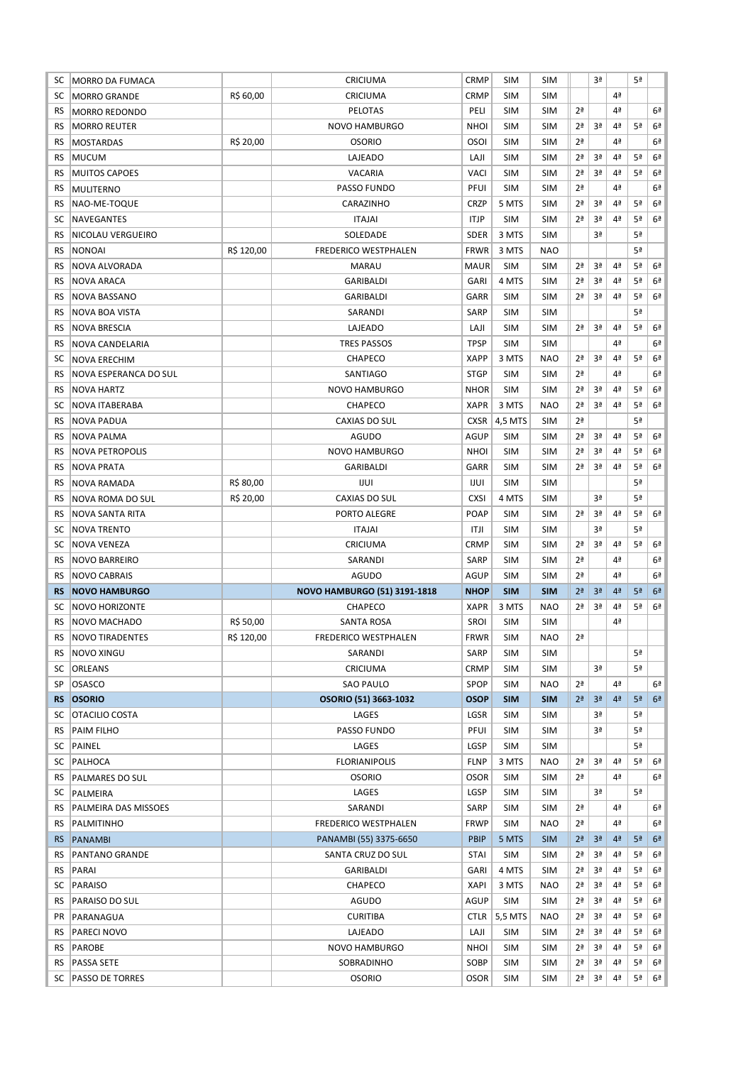| SC | MORRO DA FUMACA | | CRICIUMA | CRMP | SIM | SIM | | 3ª | | 5ª | |
|---|---|---|---|---|---|---|---|---|---|---|---|
| SC | MORRO GRANDE | R$ 60,00 | CRICIUMA | CRMP | SIM | SIM | | | 4ª | | |
| RS | MORRO REDONDO | | PELOTAS | PELI | SIM | SIM | 2ª | | 4ª | | 6ª |
| RS | MORRO REUTER | | NOVO HAMBURGO | NHOI | SIM | SIM | 2ª | 3ª | 4ª | 5ª | 6ª |
| RS | MOSTARDAS | R$ 20,00 | OSORIO | OSOI | SIM | SIM | 2ª | | 4ª | | 6ª |
| RS | MUCUM | | LAJEADO | LAJI | SIM | SIM | 2ª | 3ª | 4ª | 5ª | 6ª |
| RS | MUITOS CAPOES | | VACARIA | VACI | SIM | SIM | 2ª | 3ª | 4ª | 5ª | 6ª |
| RS | MULITERNO | | PASSO FUNDO | PFUI | SIM | SIM | 2ª | | 4ª | | 6ª |
| RS | NAO-ME-TOQUE | | CARAZINHO | CRZP | 5 MTS | SIM | 2ª | 3ª | 4ª | 5ª | 6ª |
| SC | NAVEGANTES | | ITAJAI | ITJP | SIM | SIM | 2ª | 3ª | 4ª | 5ª | 6ª |
| RS | NICOLAU VERGUEIRO | | SOLEDADE | SDER | 3 MTS | SIM | | 3ª | | 5ª | |
| RS | NONOAI | R$ 120,00 | FREDERICO WESTPHALEN | FRWR | 3 MTS | NAO | | | | 5ª | |
| RS | NOVA ALVORADA | | MARAU | MAUR | SIM | SIM | 2ª | 3ª | 4ª | 5ª | 6ª |
| RS | NOVA ARACA | | GARIBALDI | GARI | 4 MTS | SIM | 2ª | 3ª | 4ª | 5ª | 6ª |
| RS | NOVA BASSANO | | GARIBALDI | GARR | SIM | SIM | 2ª | 3ª | 4ª | 5ª | 6ª |
| RS | NOVA BOA VISTA | | SARANDI | SARP | SIM | SIM | | | | 5ª | |
| RS | NOVA BRESCIA | | LAJEADO | LAJI | SIM | SIM | 2ª | 3ª | 4ª | 5ª | 6ª |
| RS | NOVA CANDELARIA | | TRES PASSOS | TPSP | SIM | SIM | | | 4ª | | 6ª |
| SC | NOVA ERECHIM | | CHAPECO | XAPP | 3 MTS | NAO | 2ª | 3ª | 4ª | 5ª | 6ª |
| RS | NOVA ESPERANCA DO SUL | | SANTIAGO | STGP | SIM | SIM | 2ª | | 4ª | | 6ª |
| RS | NOVA HARTZ | | NOVO HAMBURGO | NHOR | SIM | SIM | 2ª | 3ª | 4ª | 5ª | 6ª |
| SC | NOVA ITABERABA | | CHAPECO | XAPR | 3 MTS | NAO | 2ª | 3ª | 4ª | 5ª | 6ª |
| RS | NOVA PADUA | | CAXIAS DO SUL | CXSR | 4,5 MTS | SIM | 2ª | | | 5ª | |
| RS | NOVA PALMA | | AGUDO | AGUP | SIM | SIM | 2ª | 3ª | 4ª | 5ª | 6ª |
| RS | NOVA PETROPOLIS | | NOVO HAMBURGO | NHOI | SIM | SIM | 2ª | 3ª | 4ª | 5ª | 6ª |
| RS | NOVA PRATA | | GARIBALDI | GARR | SIM | SIM | 2ª | 3ª | 4ª | 5ª | 6ª |
| RS | NOVA RAMADA | R$ 80,00 | IJUI | IJUI | SIM | SIM | | | | 5ª | |
| RS | NOVA ROMA DO SUL | R$ 20,00 | CAXIAS DO SUL | CXSI | 4 MTS | SIM | | 3ª | | 5ª | |
| RS | NOVA SANTA RITA | | PORTO ALEGRE | POAP | SIM | SIM | 2ª | 3ª | 4ª | 5ª | 6ª |
| SC | NOVA TRENTO | | ITAJAI | ITJI | SIM | SIM | | 3ª | | 5ª | |
| SC | NOVA VENEZA | | CRICIUMA | CRMP | SIM | SIM | 2ª | 3ª | 4ª | 5ª | 6ª |
| RS | NOVO BARREIRO | | SARANDI | SARP | SIM | SIM | 2ª | | 4ª | | 6ª |
| RS | NOVO CABRAIS | | AGUDO | AGUP | SIM | SIM | 2ª | | 4ª | | 6ª |
| **RS** | **NOVO HAMBURGO** | | **NOVO HAMBURGO (51) 3191-1818** | **NHOP** | **SIM** | **SIM** | **2ª** | **3ª** | **4ª** | **5ª** | **6ª** |
| SC | NOVO HORIZONTE | | CHAPECO | XAPR | 3 MTS | NAO | 2ª | 3ª | 4ª | 5ª | 6ª |
| RS | NOVO MACHADO | R$ 50,00 | SANTA ROSA | SROI | SIM | SIM | | | 4ª | | |
| RS | NOVO TIRADENTES | R$ 120,00 | FREDERICO WESTPHALEN | FRWR | SIM | NAO | 2ª | | | | |
| RS | NOVO XINGU | | SARANDI | SARP | SIM | SIM | | | | 5ª | |
| SC | ORLEANS | | CRICIUMA | CRMP | SIM | SIM | | 3ª | | 5ª | |
| SP | OSASCO | | SAO PAULO | SPOP | SIM | NAO | 2ª | | 4ª | | 6ª |
| **RS** | **OSORIO** | | **OSORIO (51) 3663-1032** | **OSOP** | **SIM** | **SIM** | **2ª** | **3ª** | **4ª** | **5ª** | **6ª** |
| SC | OTACILIO COSTA | | LAGES | LGSR | SIM | SIM | | 3ª | | 5ª | |
| RS | PAIM FILHO | | PASSO FUNDO | PFUI | SIM | SIM | | 3ª | | 5ª | |
| SC | PAINEL | | LAGES | LGSP | SIM | SIM | | | | 5ª | |
| SC | PALHOCA | | FLORIANIPOLIS | FLNP | 3 MTS | NAO | 2ª | 3ª | 4ª | 5ª | 6ª |
| RS | PALMARES DO SUL | | OSORIO | OSOR | SIM | SIM | 2ª | | 4ª | | 6ª |
| SC | PALMEIRA | | LAGES | LGSP | SIM | SIM | | 3ª | | 5ª | |
| RS | PALMEIRA DAS MISSOES | | SARANDI | SARP | SIM | SIM | 2ª | | 4ª | | 6ª |
| RS | PALMITINHO | | FREDERICO WESTPHALEN | FRWP | SIM | NAO | 2ª | | 4ª | | 6ª |
| RS | PANAMBI | | PANAMBI (55) 3375-6650 | PBIP | 5 MTS | SIM | 2ª | 3ª | 4ª | 5ª | 6ª |
| RS | PANTANO GRANDE | | SANTA CRUZ DO SUL | STAI | SIM | SIM | 2ª | 3ª | 4ª | 5ª | 6ª |
| RS | PARAI | | GARIBALDI | GARI | 4 MTS | SIM | 2ª | 3ª | 4ª | 5ª | 6ª |
| SC | PARAISO | | CHAPECO | XAPI | 3 MTS | NAO | 2ª | 3ª | 4ª | 5ª | 6ª |
| RS | PARAISO DO SUL | | AGUDO | AGUP | SIM | SIM | 2ª | 3ª | 4ª | 5ª | 6ª |
| PR | PARANAGUA | | CURITIBA | CTLR | 5,5 MTS | NAO | 2ª | 3ª | 4ª | 5ª | 6ª |
| RS | PARECI NOVO | | LAJEADO | LAJI | SIM | SIM | 2ª | 3ª | 4ª | 5ª | 6ª |
| RS | PAROBE | | NOVO HAMBURGO | NHOI | SIM | SIM | 2ª | 3ª | 4ª | 5ª | 6ª |
| RS | PASSA SETE | | SOBRADINHO | SOBP | SIM | SIM | 2ª | 3ª | 4ª | 5ª | 6ª |
| SC | PASSO DE TORRES | | OSORIO | OSOR | SIM | SIM | 2ª | 3ª | 4ª | 5ª | 6ª |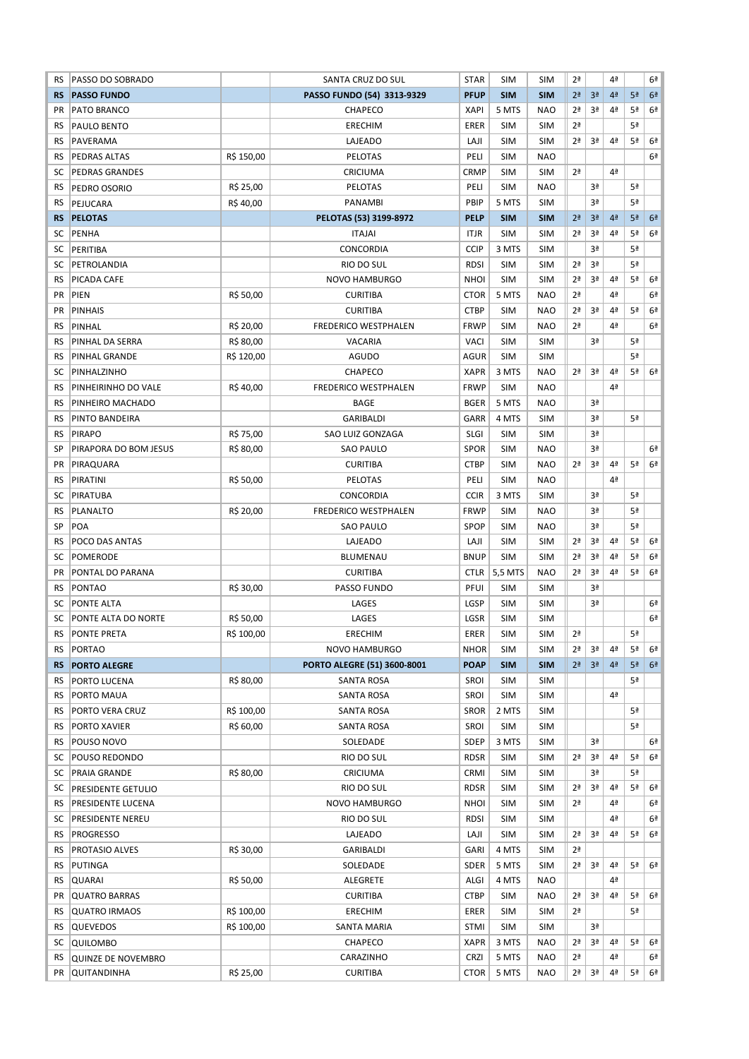| RS | PASSO DO SOBRADO | | SANTA CRUZ DO SUL | STAR | SIM | SIM | 2ª | | 4ª | | 6ª |
|---|---|---|---|---|---|---|---|---|---|---|---|
| **RS** | **PASSO FUNDO** | | **PASSO FUNDO (54) 3313-9329** | **PFUP** | **SIM** | **SIM** | **2ª** | **3ª** | **4ª** | **5ª** | **6ª** |
| PR | PATO BRANCO | | CHAPECO | XAPI | 5 MTS | NAO | 2ª | 3ª | 4ª | 5ª | 6ª |
| RS | PAULO BENTO | | ERECHIM | ERER | SIM | SIM | 2ª | | | 5ª | |
| RS | PAVERAMA | | LAJEADO | LAJI | SIM | SIM | 2ª | 3ª | 4ª | 5ª | 6ª |
| RS | PEDRAS ALTAS | R$ 150,00 | PELOTAS | PELI | SIM | NAO | | | | | 6ª |
| SC | PEDRAS GRANDES | | CRICIUMA | CRMP | SIM | SIM | 2ª | | 4ª | | |
| RS | PEDRO OSORIO | R$ 25,00 | PELOTAS | PELI | SIM | NAO | | 3ª | | 5ª | |
| RS | PEJUCARA | R$ 40,00 | PANAMBI | PBIP | 5 MTS | SIM | | 3ª | | 5ª | |
| **RS** | **PELOTAS** | | **PELOTAS (53) 3199-8972** | **PELP** | **SIM** | **SIM** | **2ª** | **3ª** | **4ª** | **5ª** | **6ª** |
| SC | PENHA | | ITAJAI | ITJR | SIM | SIM | 2ª | 3ª | 4ª | 5ª | 6ª |
| SC | PERITIBA | | CONCORDIA | CCIP | 3 MTS | SIM | | 3ª | | 5ª | |
| SC | PETROLANDIA | | RIO DO SUL | RDSI | SIM | SIM | 2ª | 3ª | | 5ª | |
| RS | PICADA CAFE | | NOVO HAMBURGO | NHOI | SIM | SIM | 2ª | 3ª | 4ª | 5ª | 6ª |
| PR | PIEN | R$ 50,00 | CURITIBA | CTOR | 5 MTS | NAO | 2ª | | 4ª | | 6ª |
| PR | PINHAIS | | CURITIBA | CTBP | SIM | NAO | 2ª | 3ª | 4ª | 5ª | 6ª |
| RS | PINHAL | R$ 20,00 | FREDERICO WESTPHALEN | FRWP | SIM | NAO | 2ª | | 4ª | | 6ª |
| RS | PINHAL DA SERRA | R$ 80,00 | VACARIA | VACI | SIM | SIM | | 3ª | | 5ª | |
| RS | PINHAL GRANDE | R$ 120,00 | AGUDO | AGUR | SIM | SIM | | | | 5ª | |
| SC | PINHALZINHO | | CHAPECO | XAPR | 3 MTS | NAO | 2ª | 3ª | 4ª | 5ª | 6ª |
| RS | PINHEIRINHO DO VALE | R$ 40,00 | FREDERICO WESTPHALEN | FRWP | SIM | NAO | | | 4ª | | |
| RS | PINHEIRO MACHADO | | BAGE | BGER | 5 MTS | NAO | | 3ª | | | |
| RS | PINTO BANDEIRA | | GARIBALDI | GARR | 4 MTS | SIM | | 3ª | | 5ª | |
| RS | PIRAPO | R$ 75,00 | SAO LUIZ GONZAGA | SLGI | SIM | SIM | | 3ª | | | |
| SP | PIRAPORA DO BOM JESUS | R$ 80,00 | SAO PAULO | SPOR | SIM | NAO | | 3ª | | | 6ª |
| PR | PIRAQUARA | | CURITIBA | CTBP | SIM | NAO | 2ª | 3ª | 4ª | 5ª | 6ª |
| RS | PIRATINI | R$ 50,00 | PELOTAS | PELI | SIM | NAO | | | 4ª | | |
| SC | PIRATUBA | | CONCORDIA | CCIR | 3 MTS | SIM | | 3ª | | 5ª | |
| RS | PLANALTO | R$ 20,00 | FREDERICO WESTPHALEN | FRWP | SIM | NAO | | 3ª | | 5ª | |
| SP | POA | | SAO PAULO | SPOP | SIM | NAO | | 3ª | | 5ª | |
| RS | POCO DAS ANTAS | | LAJEADO | LAJI | SIM | SIM | 2ª | 3ª | 4ª | 5ª | 6ª |
| SC | POMERODE | | BLUMENAU | BNUP | SIM | SIM | 2ª | 3ª | 4ª | 5ª | 6ª |
| PR | PONTAL DO PARANA | | CURITIBA | CTLR | 5,5 MTS | NAO | 2ª | 3ª | 4ª | 5ª | 6ª |
| RS | PONTAO | R$ 30,00 | PASSO FUNDO | PFUI | SIM | SIM | | 3ª | | | |
| SC | PONTE ALTA | | LAGES | LGSP | SIM | SIM | | 3ª | | | 6ª |
| SC | PONTE ALTA DO NORTE | R$ 50,00 | LAGES | LGSR | SIM | SIM | | | | | 6ª |
| RS | PONTE PRETA | R$ 100,00 | ERECHIM | ERER | SIM | SIM | 2ª | | | 5ª | |
| RS | PORTAO | | NOVO HAMBURGO | NHOR | SIM | SIM | 2ª | 3ª | 4ª | 5ª | 6ª |
| **RS** | **PORTO ALEGRE** | | **PORTO ALEGRE (51) 3600-8001** | **POAP** | **SIM** | **SIM** | **2ª** | **3ª** | **4ª** | **5ª** | **6ª** |
| RS | PORTO LUCENA | R$ 80,00 | SANTA ROSA | SROI | SIM | SIM | | | | 5ª | |
| RS | PORTO MAUA | | SANTA ROSA | SROI | SIM | SIM | | | 4ª | | |
| RS | PORTO VERA CRUZ | R$ 100,00 | SANTA ROSA | SROR | 2 MTS | SIM | | | | 5ª | |
| RS | PORTO XAVIER | R$ 60,00 | SANTA ROSA | SROI | SIM | SIM | | | | 5ª | |
| RS | POUSO NOVO | | SOLEDADE | SDEP | 3 MTS | SIM | | 3ª | | | 6ª |
| SC | POUSO REDONDO | | RIO DO SUL | RDSR | SIM | SIM | 2ª | 3ª | 4ª | 5ª | 6ª |
| SC | PRAIA GRANDE | R$ 80,00 | CRICIUMA | CRMI | SIM | SIM | | 3ª | | 5ª | |
| SC | PRESIDENTE GETULIO | | RIO DO SUL | RDSR | SIM | SIM | 2ª | 3ª | 4ª | 5ª | 6ª |
| RS | PRESIDENTE LUCENA | | NOVO HAMBURGO | NHOI | SIM | SIM | 2ª | | 4ª | | 6ª |
| SC | PRESIDENTE NEREU | | RIO DO SUL | RDSI | SIM | SIM | | | 4ª | | 6ª |
| RS | PROGRESSO | | LAJEADO | LAJI | SIM | SIM | 2ª | 3ª | 4ª | 5ª | 6ª |
| RS | PROTASIO ALVES | R$ 30,00 | GARIBALDI | GARI | 4 MTS | SIM | 2ª | | | | |
| RS | PUTINGA | | SOLEDADE | SDER | 5 MTS | SIM | 2ª | 3ª | 4ª | 5ª | 6ª |
| RS | QUARAI | R$ 50,00 | ALEGRETE | ALGI | 4 MTS | NAO | | | 4ª | | |
| PR | QUATRO BARRAS | | CURITIBA | CTBP | SIM | NAO | 2ª | 3ª | 4ª | 5ª | 6ª |
| RS | QUATRO IRMAOS | R$ 100,00 | ERECHIM | ERER | SIM | SIM | 2ª | | | 5ª | |
| RS | QUEVEDOS | R$ 100,00 | SANTA MARIA | STMI | SIM | SIM | | 3ª | | | |
| SC | QUILOMBO | | CHAPECO | XAPR | 3 MTS | NAO | 2ª | 3ª | 4ª | 5ª | 6ª |
| RS | QUINZE DE NOVEMBRO | | CARAZINHO | CRZI | 5 MTS | NAO | 2ª | | 4ª | | 6ª |
| PR | QUITANDINHA | R$ 25,00 | CURITIBA | CTOR | 5 MTS | NAO | 2ª | 3ª | 4ª | 5ª | 6ª |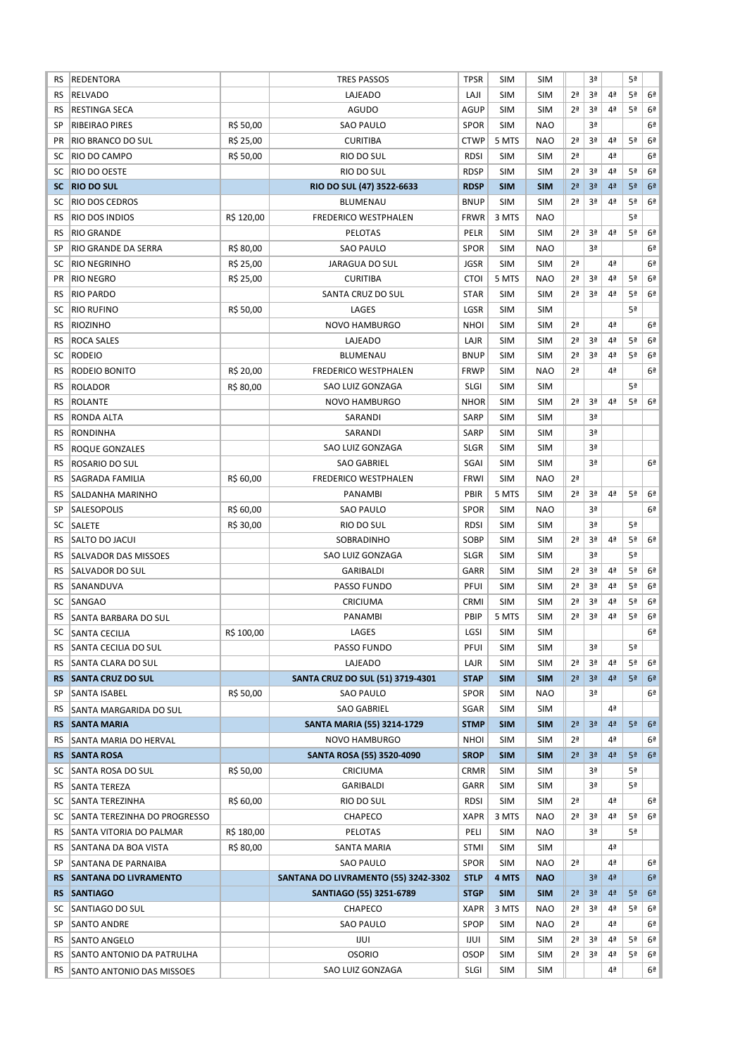| | | | | | | | | | | | |
|---|---|---|---|---|---|---|---|---|---|---|---|
| RS | REDENTORA | | TRES PASSOS | TPSR | SIM | SIM | | 3ª | | 5ª | |
| RS | RELVADO | | LAJEADO | LAJI | SIM | SIM | 2ª | 3ª | 4ª | 5ª | 6ª |
| RS | RESTINGA SECA | | AGUDO | AGUP | SIM | SIM | 2ª | 3ª | 4ª | 5ª | 6ª |
| SP | RIBEIRAO PIRES | R$ 50,00 | SAO PAULO | SPOR | SIM | NAO | | 3ª | | | 6ª |
| PR | RIO BRANCO DO SUL | R$ 25,00 | CURITIBA | CTWP | 5 MTS | NAO | 2ª | 3ª | 4ª | 5ª | 6ª |
| SC | RIO DO CAMPO | R$ 50,00 | RIO DO SUL | RDSI | SIM | SIM | 2ª | | 4ª | | 6ª |
| SC | RIO DO OESTE | | RIO DO SUL | RDSP | SIM | SIM | 2ª | 3ª | 4ª | 5ª | 6ª |
| **SC** | **RIO DO SUL** | | **RIO DO SUL (47) 3522-6633** | **RDSP** | **SIM** | **SIM** | **2ª** | **3ª** | **4ª** | **5ª** | **6ª** |
| SC | RIO DOS CEDROS | | BLUMENAU | BNUP | SIM | SIM | 2ª | 3ª | 4ª | 5ª | 6ª |
| RS | RIO DOS INDIOS | R$ 120,00 | FREDERICO WESTPHALEN | FRWR | 3 MTS | NAO | | | | 5ª | |
| RS | RIO GRANDE | | PELOTAS | PELR | SIM | SIM | 2ª | 3ª | 4ª | 5ª | 6ª |
| SP | RIO GRANDE DA SERRA | R$ 80,00 | SAO PAULO | SPOR | SIM | NAO | | 3ª | | | 6ª |
| SC | RIO NEGRINHO | R$ 25,00 | JARAGUA DO SUL | JGSR | SIM | SIM | 2ª | | 4ª | | 6ª |
| PR | RIO NEGRO | R$ 25,00 | CURITIBA | CTOI | 5 MTS | NAO | 2ª | 3ª | 4ª | 5ª | 6ª |
| RS | RIO PARDO | | SANTA CRUZ DO SUL | STAR | SIM | SIM | 2ª | 3ª | 4ª | 5ª | 6ª |
| SC | RIO RUFINO | R$ 50,00 | LAGES | LGSR | SIM | SIM | | | | 5ª | |
| RS | RIOZINHO | | NOVO HAMBURGO | NHOI | SIM | SIM | 2ª | | 4ª | | 6ª |
| RS | ROCA SALES | | LAJEADO | LAJR | SIM | SIM | 2ª | 3ª | 4ª | 5ª | 6ª |
| SC | RODEIO | | BLUMENAU | BNUP | SIM | SIM | 2ª | 3ª | 4ª | 5ª | 6ª |
| RS | RODEIO BONITO | R$ 20,00 | FREDERICO WESTPHALEN | FRWP | SIM | NAO | 2ª | | 4ª | | 6ª |
| RS | ROLADOR | R$ 80,00 | SAO LUIZ GONZAGA | SLGI | SIM | SIM | | | | 5ª | |
| RS | ROLANTE | | NOVO HAMBURGO | NHOR | SIM | SIM | 2ª | 3ª | 4ª | 5ª | 6ª |
| RS | RONDA ALTA | | SARANDI | SARP | SIM | SIM | | 3ª | | | |
| RS | RONDINHA | | SARANDI | SARP | SIM | SIM | | 3ª | | | |
| RS | ROQUE GONZALES | | SAO LUIZ GONZAGA | SLGR | SIM | SIM | | 3ª | | | |
| RS | ROSARIO DO SUL | | SAO GABRIEL | SGAI | SIM | SIM | | 3ª | | | 6ª |
| RS | SAGRADA FAMILIA | R$ 60,00 | FREDERICO WESTPHALEN | FRWI | SIM | NAO | 2ª | | | | |
| RS | SALDANHA MARINHO | | PANAMBI | PBIR | 5 MTS | SIM | 2ª | 3ª | 4ª | 5ª | 6ª |
| SP | SALESOPOLIS | R$ 60,00 | SAO PAULO | SPOR | SIM | NAO | | 3ª | | | 6ª |
| SC | SALETE | R$ 30,00 | RIO DO SUL | RDSI | SIM | SIM | | 3ª | | 5ª | |
| RS | SALTO DO JACUI | | SOBRADINHO | SOBP | SIM | SIM | 2ª | 3ª | 4ª | 5ª | 6ª |
| RS | SALVADOR DAS MISSOES | | SAO LUIZ GONZAGA | SLGR | SIM | SIM | | 3ª | | 5ª | |
| RS | SALVADOR DO SUL | | GARIBALDI | GARR | SIM | SIM | 2ª | 3ª | 4ª | 5ª | 6ª |
| RS | SANANDUVA | | PASSO FUNDO | PFUI | SIM | SIM | 2ª | 3ª | 4ª | 5ª | 6ª |
| SC | SANGAO | | CRICIUMA | CRMI | SIM | SIM | 2ª | 3ª | 4ª | 5ª | 6ª |
| RS | SANTA BARBARA DO SUL | | PANAMBI | PBIP | 5 MTS | SIM | 2ª | 3ª | 4ª | 5ª | 6ª |
| SC | SANTA CECILIA | R$ 100,00 | LAGES | LGSI | SIM | SIM | | | | | 6ª |
| RS | SANTA CECILIA DO SUL | | PASSO FUNDO | PFUI | SIM | SIM | | 3ª | | 5ª | |
| RS | SANTA CLARA DO SUL | | LAJEADO | LAJR | SIM | SIM | 2ª | 3ª | 4ª | 5ª | 6ª |
| **RS** | **SANTA CRUZ DO SUL** | | **SANTA CRUZ DO SUL (51) 3719-4301** | **STAP** | **SIM** | **SIM** | **2ª** | **3ª** | **4ª** | **5ª** | **6ª** |
| SP | SANTA ISABEL | R$ 50,00 | SAO PAULO | SPOR | SIM | NAO | | 3ª | | | 6ª |
| RS | SANTA MARGARIDA DO SUL | | SAO GABRIEL | SGAR | SIM | SIM | | | 4ª | | |
| **RS** | **SANTA MARIA** | | **SANTA MARIA (55) 3214-1729** | **STMP** | **SIM** | **SIM** | **2ª** | **3ª** | **4ª** | **5ª** | **6ª** |
| RS | SANTA MARIA DO HERVAL | | NOVO HAMBURGO | NHOI | SIM | SIM | 2ª | | 4ª | | 6ª |
| **RS** | **SANTA ROSA** | | **SANTA ROSA (55) 3520-4090** | **SROP** | **SIM** | **SIM** | **2ª** | **3ª** | **4ª** | **5ª** | **6ª** |
| SC | SANTA ROSA DO SUL | R$ 50,00 | CRICIUMA | CRMR | SIM | SIM | | 3ª | | 5ª | |
| RS | SANTA TEREZA | | GARIBALDI | GARR | SIM | SIM | | 3ª | | 5ª | |
| SC | SANTA TEREZINHA | R$ 60,00 | RIO DO SUL | RDSI | SIM | SIM | 2ª | | 4ª | | 6ª |
| SC | SANTA TEREZINHA DO PROGRESSO | | CHAPECO | XAPR | 3 MTS | NAO | 2ª | 3ª | 4ª | 5ª | 6ª |
| RS | SANTA VITORIA DO PALMAR | R$ 180,00 | PELOTAS | PELI | SIM | NAO | | 3ª | | 5ª | |
| RS | SANTANA DA BOA VISTA | R$ 80,00 | SANTA MARIA | STMI | SIM | SIM | | | 4ª | | |
| SP | SANTANA DE PARNAIBA | | SAO PAULO | SPOR | SIM | NAO | 2ª | | 4ª | | 6ª |
| **RS** | **SANTANA DO LIVRAMENTO** | | **SANTANA DO LIVRAMENTO (55) 3242-3302** | **STLP** | **4 MTS** | **NAO** | | **3ª** | **4ª** | | **6ª** |
| **RS** | **SANTIAGO** | | **SANTIAGO (55) 3251-6789** | **STGP** | **SIM** | **SIM** | **2ª** | **3ª** | **4ª** | **5ª** | **6ª** |
| SC | SANTIAGO DO SUL | | CHAPECO | XAPR | 3 MTS | NAO | 2ª | 3ª | 4ª | 5ª | 6ª |
| SP | SANTO ANDRE | | SAO PAULO | SPOP | SIM | NAO | 2ª | | 4ª | | 6ª |
| RS | SANTO ANGELO | | IJUI | IJUI | SIM | SIM | 2ª | 3ª | 4ª | 5ª | 6ª |
| RS | SANTO ANTONIO DA PATRULHA | | OSORIO | OSOP | SIM | SIM | 2ª | 3ª | 4ª | 5ª | 6ª |
| RS | SANTO ANTONIO DAS MISSOES | | SAO LUIZ GONZAGA | SLGI | SIM | SIM | | | 4ª | | 6ª |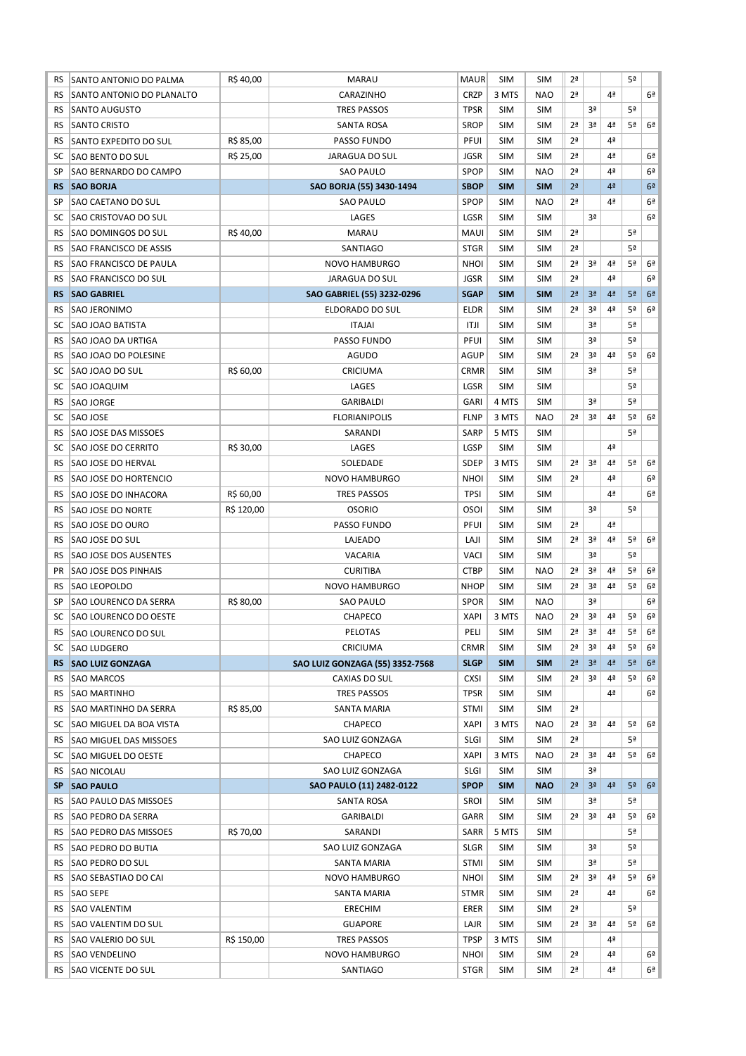| RS | SANTO ANTONIO DO PALMA | R$ 40,00 | MARAU | MAUR | SIM | SIM | 2ª | | | 5ª | |
|---|---|---|---|---|---|---|---|---|---|---|---|
| RS | SANTO ANTONIO DO PLANALTO | | CARAZINHO | CRZP | 3 MTS | NAO | 2ª | | 4ª | | 6ª |
| RS | SANTO AUGUSTO | | TRES PASSOS | TPSR | SIM | SIM | | 3ª | | 5ª | |
| RS | SANTO CRISTO | | SANTA ROSA | SROP | SIM | SIM | 2ª | 3ª | 4ª | 5ª | 6ª |
| RS | SANTO EXPEDITO DO SUL | R$ 85,00 | PASSO FUNDO | PFUI | SIM | SIM | 2ª | | 4ª | | |
| SC | SAO BENTO DO SUL | R$ 25,00 | JARAGUA DO SUL | JGSR | SIM | SIM | 2ª | | 4ª | | 6ª |
| SP | SAO BERNARDO DO CAMPO | | SAO PAULO | SPOP | SIM | NAO | 2ª | | 4ª | | 6ª |
| **RS** | **SAO BORJA** | | **SAO BORJA (55) 3430-1494** | **SBOP** | **SIM** | **SIM** | **2ª** | | **4ª** | | **6ª** |
| SP | SAO CAETANO DO SUL | | SAO PAULO | SPOP | SIM | NAO | 2ª | | 4ª | | 6ª |
| SC | SAO CRISTOVAO DO SUL | | LAGES | LGSR | SIM | SIM | | 3ª | | | 6ª |
| RS | SAO DOMINGOS DO SUL | R$ 40,00 | MARAU | MAUI | SIM | SIM | 2ª | | | 5ª | |
| RS | SAO FRANCISCO DE ASSIS | | SANTIAGO | STGR | SIM | SIM | 2ª | | | 5ª | |
| RS | SAO FRANCISCO DE PAULA | | NOVO HAMBURGO | NHOI | SIM | SIM | 2ª | 3ª | 4ª | 5ª | 6ª |
| RS | SAO FRANCISCO DO SUL | | JARAGUA DO SUL | JGSR | SIM | SIM | 2ª | | 4ª | | 6ª |
| **RS** | **SAO GABRIEL** | | **SAO GABRIEL (55) 3232-0296** | **SGAP** | **SIM** | **SIM** | **2ª** | **3ª** | **4ª** | **5ª** | **6ª** |
| RS | SAO JERONIMO | | ELDORADO DO SUL | ELDR | SIM | SIM | 2ª | 3ª | 4ª | 5ª | 6ª |
| SC | SAO JOAO BATISTA | | ITAJAI | ITJI | SIM | SIM | | 3ª | | 5ª | |
| RS | SAO JOAO DA URTIGA | | PASSO FUNDO | PFUI | SIM | SIM | | 3ª | | 5ª | |
| RS | SAO JOAO DO POLESINE | | AGUDO | AGUP | SIM | SIM | 2ª | 3ª | 4ª | 5ª | 6ª |
| SC | SAO JOAO DO SUL | R$ 60,00 | CRICIUMA | CRMR | SIM | SIM | | 3ª | | 5ª | |
| SC | SAO JOAQUIM | | LAGES | LGSR | SIM | SIM | | | | 5ª | |
| RS | SAO JORGE | | GARIBALDI | GARI | 4 MTS | SIM | | 3ª | | 5ª | |
| SC | SAO JOSE | | FLORIANIPOLIS | FLNP | 3 MTS | NAO | 2ª | 3ª | 4ª | 5ª | 6ª |
| RS | SAO JOSE DAS MISSOES | | SARANDI | SARP | 5 MTS | SIM | | | | 5ª | |
| SC | SAO JOSE DO CERRITO | R$ 30,00 | LAGES | LGSP | SIM | SIM | | | 4ª | | |
| RS | SAO JOSE DO HERVAL | | SOLEDADE | SDEP | 3 MTS | SIM | 2ª | 3ª | 4ª | 5ª | 6ª |
| RS | SAO JOSE DO HORTENCIO | | NOVO HAMBURGO | NHOI | SIM | SIM | 2ª | | 4ª | | 6ª |
| RS | SAO JOSE DO INHACORA | R$ 60,00 | TRES PASSOS | TPSI | SIM | SIM | | | 4ª | | 6ª |
| RS | SAO JOSE DO NORTE | R$ 120,00 | OSORIO | OSOI | SIM | SIM | | 3ª | | 5ª | |
| RS | SAO JOSE DO OURO | | PASSO FUNDO | PFUI | SIM | SIM | 2ª | | 4ª | | |
| RS | SAO JOSE DO SUL | | LAJEADO | LAJI | SIM | SIM | 2ª | 3ª | 4ª | 5ª | 6ª |
| RS | SAO JOSE DOS AUSENTES | | VACARIA | VACI | SIM | SIM | | 3ª | | 5ª | |
| PR | SAO JOSE DOS PINHAIS | | CURITIBA | CTBP | SIM | NAO | 2ª | 3ª | 4ª | 5ª | 6ª |
| RS | SAO LEOPOLDO | | NOVO HAMBURGO | NHOP | SIM | SIM | 2ª | 3ª | 4ª | 5ª | 6ª |
| SP | SAO LOURENCO DA SERRA | R$ 80,00 | SAO PAULO | SPOR | SIM | NAO | | 3ª | | | 6ª |
| SC | SAO LOURENCO DO OESTE | | CHAPECO | XAPI | 3 MTS | NAO | 2ª | 3ª | 4ª | 5ª | 6ª |
| RS | SAO LOURENCO DO SUL | | PELOTAS | PELI | SIM | SIM | 2ª | 3ª | 4ª | 5ª | 6ª |
| SC | SAO LUDGERO | | CRICIUMA | CRMR | SIM | SIM | 2ª | 3ª | 4ª | 5ª | 6ª |
| **RS** | **SAO LUIZ GONZAGA** | | **SAO LUIZ GONZAGA (55) 3352-7568** | **SLGP** | **SIM** | **SIM** | **2ª** | **3ª** | **4ª** | **5ª** | **6ª** |
| RS | SAO MARCOS | | CAXIAS DO SUL | CXSI | SIM | SIM | 2ª | 3ª | 4ª | 5ª | 6ª |
| RS | SAO MARTINHO | | TRES PASSOS | TPSR | SIM | SIM | | | 4ª | | 6ª |
| RS | SAO MARTINHO DA SERRA | R$ 85,00 | SANTA MARIA | STMI | SIM | SIM | 2ª | | | | |
| SC | SAO MIGUEL DA BOA VISTA | | CHAPECO | XAPI | 3 MTS | NAO | 2ª | 3ª | 4ª | 5ª | 6ª |
| RS | SAO MIGUEL DAS MISSOES | | SAO LUIZ GONZAGA | SLGI | SIM | SIM | 2ª | | | 5ª | |
| SC | SAO MIGUEL DO OESTE | | CHAPECO | XAPI | 3 MTS | NAO | 2ª | 3ª | 4ª | 5ª | 6ª |
| RS | SAO NICOLAU | | SAO LUIZ GONZAGA | SLGI | SIM | SIM | | 3ª | | | |
| **SP** | **SAO PAULO** | | **SAO PAULO (11) 2482-0122** | **SPOP** | **SIM** | **NAO** | **2ª** | **3ª** | **4ª** | **5ª** | **6ª** |
| RS | SAO PAULO DAS MISSOES | | SANTA ROSA | SROI | SIM | SIM | | 3ª | | 5ª | |
| RS | SAO PEDRO DA SERRA | | GARIBALDI | GARR | SIM | SIM | 2ª | 3ª | 4ª | 5ª | 6ª |
| RS | SAO PEDRO DAS MISSOES | R$ 70,00 | SARANDI | SARR | 5 MTS | SIM | | | | 5ª | |
| RS | SAO PEDRO DO BUTIA | | SAO LUIZ GONZAGA | SLGR | SIM | SIM | | 3ª | | 5ª | |
| RS | SAO PEDRO DO SUL | | SANTA MARIA | STMI | SIM | SIM | | 3ª | | 5ª | |
| RS | SAO SEBASTIAO DO CAI | | NOVO HAMBURGO | NHOI | SIM | SIM | 2ª | 3ª | 4ª | 5ª | 6ª |
| RS | SAO SEPE | | SANTA MARIA | STMR | SIM | SIM | 2ª | | 4ª | | 6ª |
| RS | SAO VALENTIM | | ERECHIM | ERER | SIM | SIM | 2ª | | | 5ª | |
| RS | SAO VALENTIM DO SUL | | GUAPORE | LAJR | SIM | SIM | 2ª | 3ª | 4ª | 5ª | 6ª |
| RS | SAO VALERIO DO SUL | R$ 150,00 | TRES PASSOS | TPSP | 3 MTS | SIM | | | 4ª | | |
| RS | SAO VENDELINO | | NOVO HAMBURGO | NHOI | SIM | SIM | 2ª | | 4ª | | 6ª |
| RS | SAO VICENTE DO SUL | | SANTIAGO | STGR | SIM | SIM | 2ª | | 4ª | | 6ª |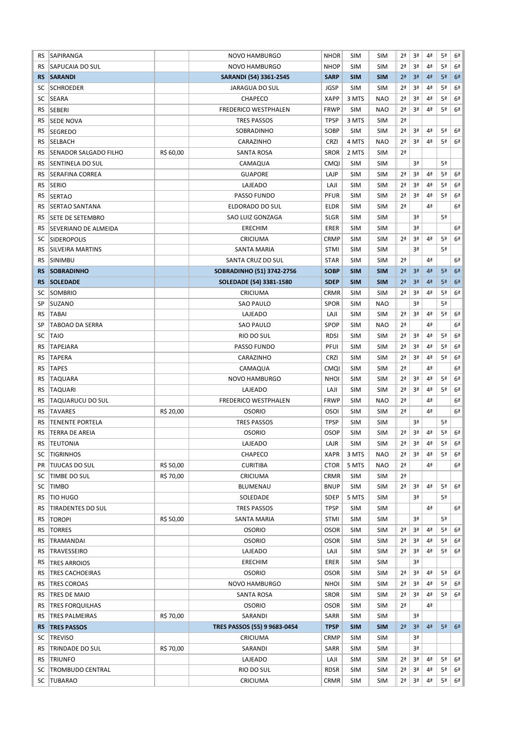| | | | | | | | | | | | |
|---|---|---|---|---|---|---|---|---|---|---|---|
| RS | SAPIRANGA | | NOVO HAMBURGO | NHOR | SIM | SIM | 2ª | 3ª | 4ª | 5ª | 6ª |
| RS | SAPUCAIA DO SUL | | NOVO HAMBURGO | NHOP | SIM | SIM | 2ª | 3ª | 4ª | 5ª | 6ª |
| **RS** | **SARANDI** | | **SARANDI (54) 3361-2545** | **SARP** | **SIM** | **SIM** | **2ª** | **3ª** | **4ª** | **5ª** | **6ª** |
| SC | SCHROEDER | | JARAGUA DO SUL | JGSP | SIM | SIM | 2ª | 3ª | 4ª | 5ª | 6ª |
| SC | SEARA | | CHAPECO | XAPP | 3 MTS | NAO | 2ª | 3ª | 4ª | 5ª | 6ª |
| RS | SEBERI | | FREDERICO WESTPHALEN | FRWP | SIM | NAO | 2ª | 3ª | 4ª | 5ª | 6ª |
| RS | SEDE NOVA | | TRES PASSOS | TPSP | 3 MTS | SIM | 2ª | | | | |
| RS | SEGREDO | | SOBRADINHO | SOBP | SIM | SIM | 2ª | 3ª | 4ª | 5ª | 6ª |
| RS | SELBACH | | CARAZINHO | CRZI | 4 MTS | NAO | 2ª | 3ª | 4ª | 5ª | 6ª |
| RS | SENADOR SALGADO FILHO | R$ 60,00 | SANTA ROSA | SROR | 2 MTS | SIM | 2ª | | | | |
| RS | SENTINELA DO SUL | | CAMAQUA | CMQI | SIM | SIM | | 3ª | | 5ª | |
| RS | SERAFINA CORREA | | GUAPORE | LAJP | SIM | SIM | 2ª | 3ª | 4ª | 5ª | 6ª |
| RS | SERIO | | LAJEADO | LAJI | SIM | SIM | 2ª | 3ª | 4ª | 5ª | 6ª |
| RS | SERTAO | | PASSO FUNDO | PFUR | SIM | SIM | 2ª | 3ª | 4ª | 5ª | 6ª |
| RS | SERTAO SANTANA | | ELDORADO DO SUL | ELDR | SIM | SIM | 2ª | | 4ª | | 6ª |
| RS | SETE DE SETEMBRO | | SAO LUIZ GONZAGA | SLGR | SIM | SIM | | 3ª | | 5ª | |
| RS | SEVERIANO DE ALMEIDA | | ERECHIM | ERER | SIM | SIM | | 3ª | | | 6ª |
| SC | SIDEROPOLIS | | CRICIUMA | CRMP | SIM | SIM | 2ª | 3ª | 4ª | 5ª | 6ª |
| RS | SILVEIRA MARTINS | | SANTA MARIA | STMI | SIM | SIM | | 3ª | | 5ª | |
| RS | SINIMBU | | SANTA CRUZ DO SUL | STAR | SIM | SIM | 2ª | | 4ª | | 6ª |
| **RS** | **SOBRADINHO** | | **SOBRADINHO (51) 3742-2756** | **SOBP** | **SIM** | **SIM** | **2ª** | **3ª** | **4ª** | **5ª** | **6ª** |
| **RS** | **SOLEDADE** | | **SOLEDADE (54) 3381-1580** | **SDEP** | **SIM** | **SIM** | **2ª** | **3ª** | **4ª** | **5ª** | **6ª** |
| SC | SOMBRIO | | CRICIUMA | CRMR | SIM | SIM | 2ª | 3ª | 4ª | 5ª | 6ª |
| SP | SUZANO | | SAO PAULO | SPOR | SIM | NAO | | 3ª | | 5ª | |
| RS | TABAI | | LAJEADO | LAJI | SIM | SIM | 2ª | 3ª | 4ª | 5ª | 6ª |
| SP | TABOAO DA SERRA | | SAO PAULO | SPOP | SIM | NAO | 2ª | | 4ª | | 6ª |
| SC | TAIO | | RIO DO SUL | RDSI | SIM | SIM | 2ª | 3ª | 4ª | 5ª | 6ª |
| RS | TAPEJARA | | PASSO FUNDO | PFUI | SIM | SIM | 2ª | 3ª | 4ª | 5ª | 6ª |
| RS | TAPERA | | CARAZINHO | CRZI | SIM | SIM | 2ª | 3ª | 4ª | 5ª | 6ª |
| RS | TAPES | | CAMAQUA | CMQI | SIM | SIM | 2ª | | 4ª | | 6ª |
| RS | TAQUARA | | NOVO HAMBURGO | NHOI | SIM | SIM | 2ª | 3ª | 4ª | 5ª | 6ª |
| RS | TAQUARI | | LAJEADO | LAJI | SIM | SIM | 2ª | 3ª | 4ª | 5ª | 6ª |
| RS | TAQUARUCU DO SUL | | FREDERICO WESTPHALEN | FRWP | SIM | NAO | 2ª | | 4ª | | 6ª |
| RS | TAVARES | R$ 20,00 | OSORIO | OSOI | SIM | SIM | 2ª | | 4ª | | 6ª |
| RS | TENENTE PORTELA | | TRES PASSOS | TPSP | SIM | SIM | | 3ª | | 5ª | |
| RS | TERRA DE AREIA | | OSORIO | OSOP | SIM | SIM | 2ª | 3ª | 4ª | 5ª | 6ª |
| RS | TEUTONIA | | LAJEADO | LAJR | SIM | SIM | 2ª | 3ª | 4ª | 5ª | 6ª |
| SC | TIGRINHOS | | CHAPECO | XAPR | 3 MTS | NAO | 2ª | 3ª | 4ª | 5ª | 6ª |
| PR | TIJUCAS DO SUL | R$ 50,00 | CURITIBA | CTOR | 5 MTS | NAO | 2ª | | 4ª | | 6ª |
| SC | TIMBE DO SUL | R$ 70,00 | CRICIUMA | CRMR | SIM | SIM | 2ª | | | | |
| SC | TIMBO | | BLUMENAU | BNUP | SIM | SIM | 2ª | 3ª | 4ª | 5ª | 6ª |
| RS | TIO HUGO | | SOLEDADE | SDEP | 5 MTS | SIM | | 3ª | | 5ª | |
| RS | TIRADENTES DO SUL | | TRES PASSOS | TPSP | SIM | SIM | | | 4ª | | 6ª |
| RS | TOROPI | R$ 50,00 | SANTA MARIA | STMI | SIM | SIM | | 3ª | | 5ª | |
| RS | TORRES | | OSORIO | OSOR | SIM | SIM | 2ª | 3ª | 4ª | 5ª | 6ª |
| RS | TRAMANDAI | | OSORIO | OSOR | SIM | SIM | 2ª | 3ª | 4ª | 5ª | 6ª |
| RS | TRAVESSEIRO | | LAJEADO | LAJI | SIM | SIM | 2ª | 3ª | 4ª | 5ª | 6ª |
| RS | TRES ARROIOS | | ERECHIM | ERER | SIM | SIM | | 3ª | | | |
| RS | TRES CACHOEIRAS | | OSORIO | OSOR | SIM | SIM | 2ª | 3ª | 4ª | 5ª | 6ª |
| RS | TRES COROAS | | NOVO HAMBURGO | NHOI | SIM | SIM | 2ª | 3ª | 4ª | 5ª | 6ª |
| RS | TRES DE MAIO | | SANTA ROSA | SROR | SIM | SIM | 2ª | 3ª | 4ª | 5ª | 6ª |
| RS | TRES FORQUILHAS | | OSORIO | OSOR | SIM | SIM | 2ª | | 4ª | | |
| RS | TRES PALMEIRAS | R$ 70,00 | SARANDI | SARR | SIM | SIM | | 3ª | | | |
| **RS** | **TRES PASSOS** | | **TRES PASSOS (55) 9 9683-0454** | **TPSP** | **SIM** | **SIM** | **2ª** | **3ª** | **4ª** | **5ª** | **6ª** |
| SC | TREVISO | | CRICIUMA | CRMP | SIM | SIM | | 3ª | | | |
| RS | TRINDADE DO SUL | R$ 70,00 | SARANDI | SARR | SIM | SIM | | 3ª | | | |
| RS | TRIUNFO | | LAJEADO | LAJI | SIM | SIM | 2ª | 3ª | 4ª | 5ª | 6ª |
| SC | TROMBUDO CENTRAL | | RIO DO SUL | RDSR | SIM | SIM | 2ª | 3ª | 4ª | 5ª | 6ª |
| SC | TUBARAO | | CRICIUMA | CRMR | SIM | SIM | 2ª | 3ª | 4ª | 5ª | 6ª |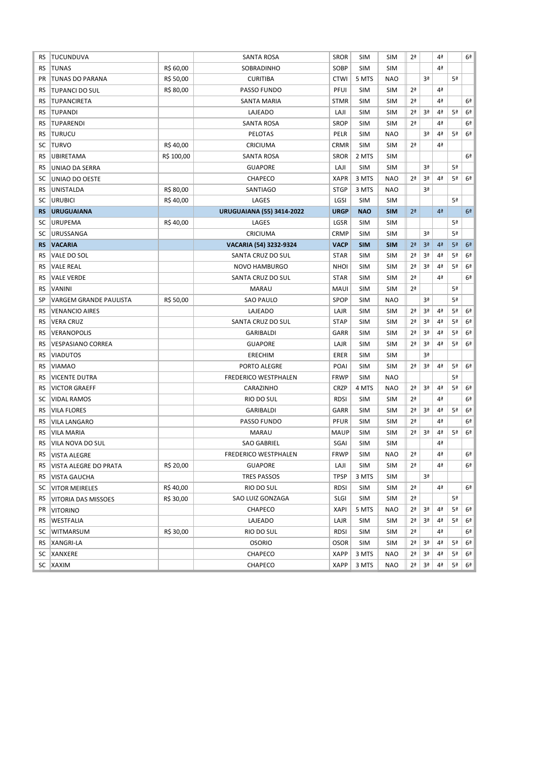| | | | | | | | | | | | |
|---|---|---|---|---|---|---|---|---|---|---|---|
| RS | TUCUNDUVA | | SANTA ROSA | SROR | SIM | SIM | 2ª | | 4ª | | 6ª |
| RS | TUNAS | R$ 60,00 | SOBRADINHO | SOBP | SIM | SIM | | | 4ª | | |
| PR | TUNAS DO PARANA | R$ 50,00 | CURITIBA | CTWI | 5 MTS | NAO | | 3ª | | 5ª | |
| RS | TUPANCI DO SUL | R$ 80,00 | PASSO FUNDO | PFUI | SIM | SIM | 2ª | | 4ª | | |
| RS | TUPANCIRETA | | SANTA MARIA | STMR | SIM | SIM | 2ª | | 4ª | | 6ª |
| RS | TUPANDI | | LAJEADO | LAJI | SIM | SIM | 2ª | 3ª | 4ª | 5ª | 6ª |
| RS | TUPARENDI | | SANTA ROSA | SROP | SIM | SIM | 2ª | | 4ª | | 6ª |
| RS | TURUCU | | PELOTAS | PELR | SIM | NAO | | 3ª | 4ª | 5ª | 6ª |
| SC | TURVO | R$ 40,00 | CRICIUMA | CRMR | SIM | SIM | 2ª | | 4ª | | |
| RS | UBIRETAMA | R$ 100,00 | SANTA ROSA | SROR | 2 MTS | SIM | | | | | 6ª |
| RS | UNIAO DA SERRA | | GUAPORE | LAJI | SIM | SIM | | 3ª | | 5ª | |
| SC | UNIAO DO OESTE | | CHAPECO | XAPR | 3 MTS | NAO | 2ª | 3ª | 4ª | 5ª | 6ª |
| RS | UNISTALDA | R$ 80,00 | SANTIAGO | STGP | 3 MTS | NAO | | 3ª | | | |
| SC | URUBICI | R$ 40,00 | LAGES | LGSI | SIM | SIM | | | | 5ª | |
| **RS** | **URUGUAIANA** | | **URUGUAIANA (55) 3414-2022** | **URGP** | **NAO** | **SIM** | **2ª** | | **4ª** | | **6ª** |
| SC | URUPEMA | R$ 40,00 | LAGES | LGSR | SIM | SIM | | | | 5ª | |
| SC | URUSSANGA | | CRICIUMA | CRMP | SIM | SIM | | 3ª | | 5ª | |
| **RS** | **VACARIA** | | **VACARIA (54) 3232-9324** | **VACP** | **SIM** | **SIM** | **2ª** | **3ª** | **4ª** | **5ª** | **6ª** |
| RS | VALE DO SOL | | SANTA CRUZ DO SUL | STAR | SIM | SIM | 2ª | 3ª | 4ª | 5ª | 6ª |
| RS | VALE REAL | | NOVO HAMBURGO | NHOI | SIM | SIM | 2ª | 3ª | 4ª | 5ª | 6ª |
| RS | VALE VERDE | | SANTA CRUZ DO SUL | STAR | SIM | SIM | 2ª | | 4ª | | 6ª |
| RS | VANINI | | MARAU | MAUI | SIM | SIM | 2ª | | | 5ª | |
| SP | VARGEM GRANDE PAULISTA | R$ 50,00 | SAO PAULO | SPOP | SIM | NAO | | 3ª | | 5ª | |
| RS | VENANCIO AIRES | | LAJEADO | LAJR | SIM | SIM | 2ª | 3ª | 4ª | 5ª | 6ª |
| RS | VERA CRUZ | | SANTA CRUZ DO SUL | STAP | SIM | SIM | 2ª | 3ª | 4ª | 5ª | 6ª |
| RS | VERANOPOLIS | | GARIBALDI | GARR | SIM | SIM | 2ª | 3ª | 4ª | 5ª | 6ª |
| RS | VESPASIANO CORREA | | GUAPORE | LAJR | SIM | SIM | 2ª | 3ª | 4ª | 5ª | 6ª |
| RS | VIADUTOS | | ERECHIM | ERER | SIM | SIM | | 3ª | | | |
| RS | VIAMAO | | PORTO ALEGRE | POAI | SIM | SIM | 2ª | 3ª | 4ª | 5ª | 6ª |
| RS | VICENTE DUTRA | | FREDERICO WESTPHALEN | FRWP | SIM | NAO | | | | 5ª | |
| RS | VICTOR GRAEFF | | CARAZINHO | CRZP | 4 MTS | NAO | 2ª | 3ª | 4ª | 5ª | 6ª |
| SC | VIDAL RAMOS | | RIO DO SUL | RDSI | SIM | SIM | 2ª | | 4ª | | 6ª |
| RS | VILA FLORES | | GARIBALDI | GARR | SIM | SIM | 2ª | 3ª | 4ª | 5ª | 6ª |
| RS | VILA LANGARO | | PASSO FUNDO | PFUR | SIM | SIM | 2ª | | 4ª | | 6ª |
| RS | VILA MARIA | | MARAU | MAUP | SIM | SIM | 2ª | 3ª | 4ª | 5ª | 6ª |
| RS | VILA NOVA DO SUL | | SAO GABRIEL | SGAI | SIM | SIM | | | 4ª | | |
| RS | VISTA ALEGRE | | FREDERICO WESTPHALEN | FRWP | SIM | NAO | 2ª | | 4ª | | 6ª |
| RS | VISTA ALEGRE DO PRATA | R$ 20,00 | GUAPORE | LAJI | SIM | SIM | 2ª | | 4ª | | 6ª |
| RS | VISTA GAUCHA | | TRES PASSOS | TPSP | 3 MTS | SIM | | 3ª | | | |
| SC | VITOR MEIRELES | R$ 40,00 | RIO DO SUL | RDSI | SIM | SIM | 2ª | | 4ª | | 6ª |
| RS | VITORIA DAS MISSOES | R$ 30,00 | SAO LUIZ GONZAGA | SLGI | SIM | SIM | 2ª | | | 5ª | |
| PR | VITORINO | | CHAPECO | XAPI | 5 MTS | NAO | 2ª | 3ª | 4ª | 5ª | 6ª |
| RS | WESTFALIA | | LAJEADO | LAJR | SIM | SIM | 2ª | 3ª | 4ª | 5ª | 6ª |
| SC | WITMARSUM | R$ 30,00 | RIO DO SUL | RDSI | SIM | SIM | 2ª | | 4ª | | 6ª |
| RS | XANGRI-LA | | OSORIO | OSOR | SIM | SIM | 2ª | 3ª | 4ª | 5ª | 6ª |
| SC | XANXERE | | CHAPECO | XAPP | 3 MTS | NAO | 2ª | 3ª | 4ª | 5ª | 6ª |
| SC | XAXIM | | CHAPECO | XAPP | 3 MTS | NAO | 2ª | 3ª | 4ª | 5ª | 6ª |